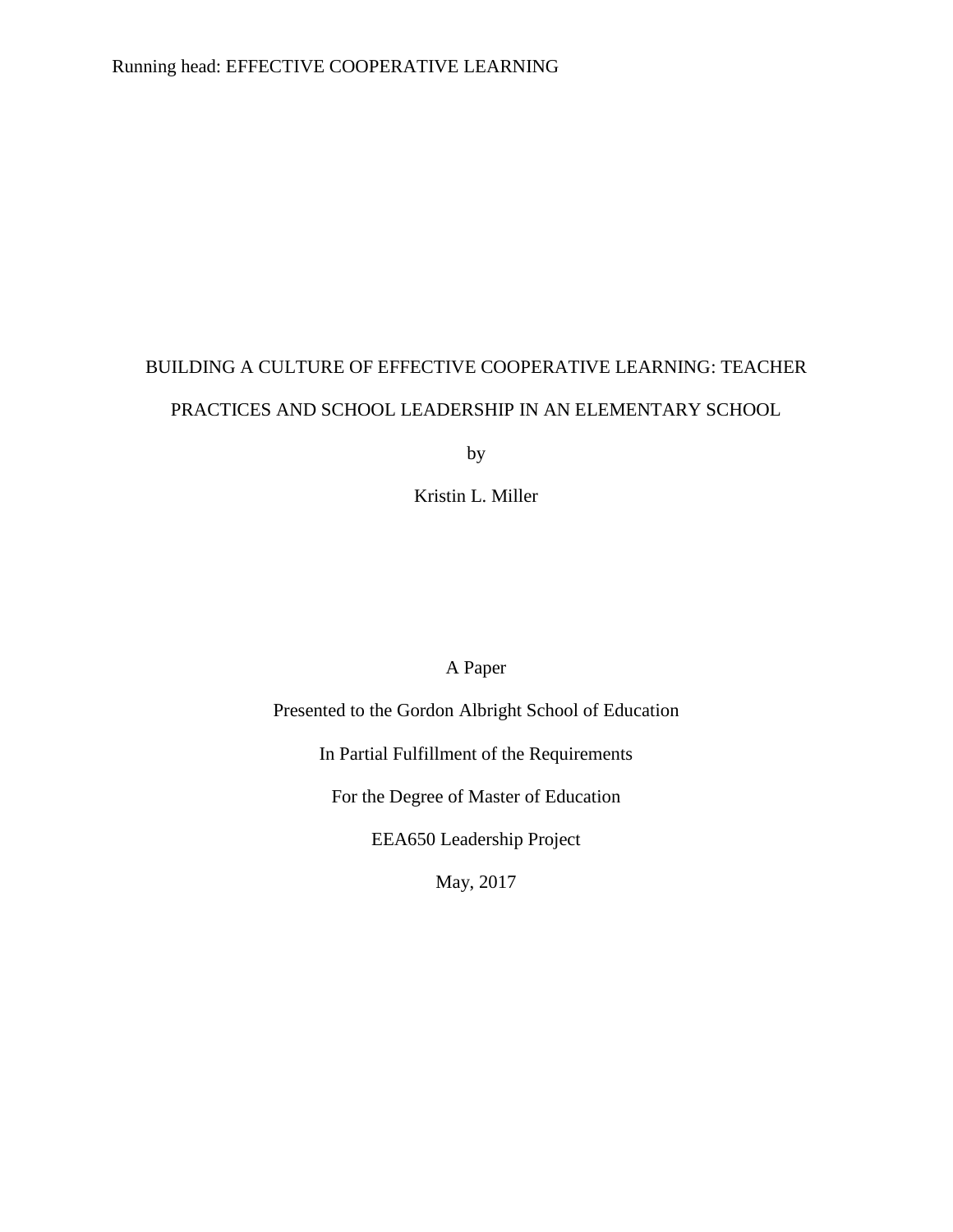# BUILDING A CULTURE OF EFFECTIVE COOPERATIVE LEARNING: TEACHER PRACTICES AND SCHOOL LEADERSHIP IN AN ELEMENTARY SCHOOL

by

Kristin L. Miller

A Paper

Presented to the Gordon Albright School of Education

In Partial Fulfillment of the Requirements

For the Degree of Master of Education

EEA650 Leadership Project

May, 2017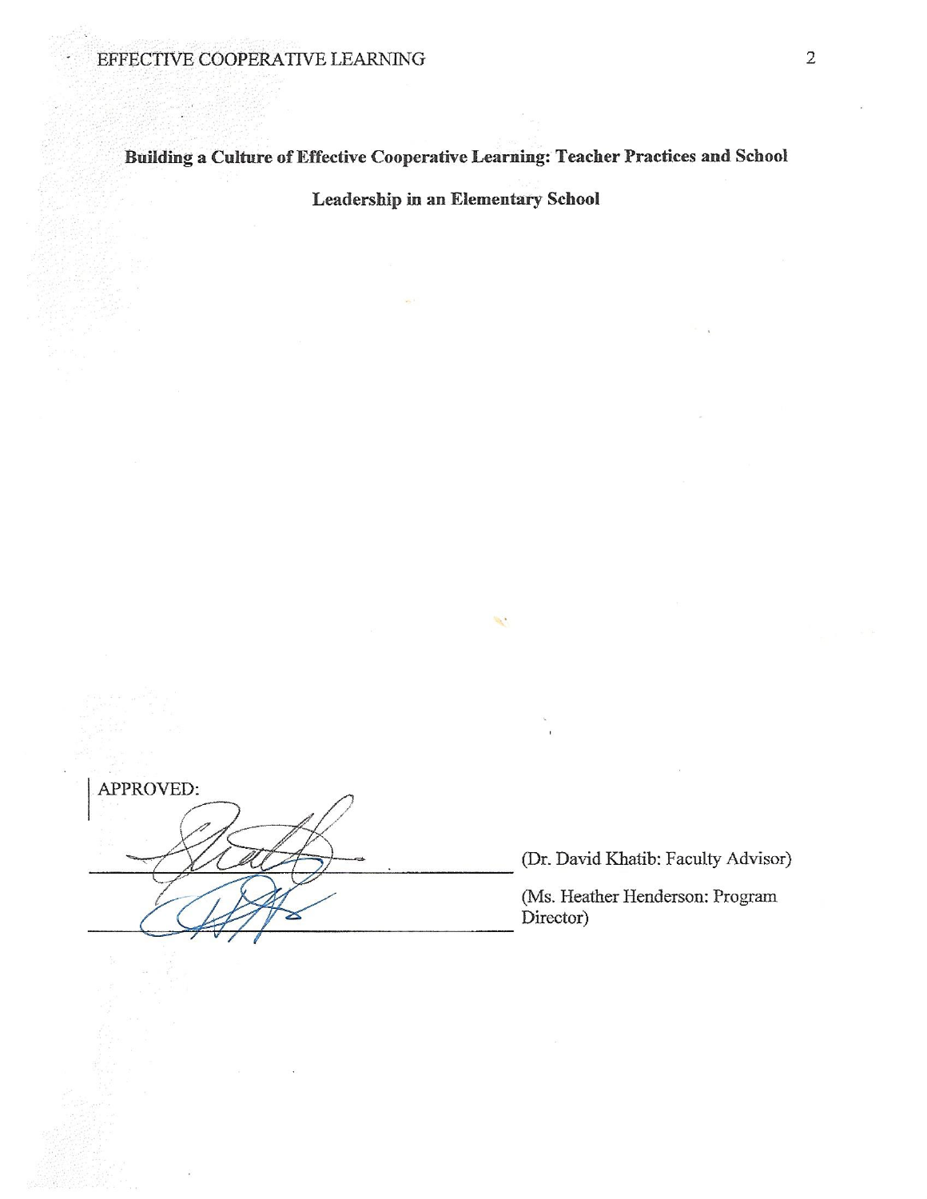**Building a Culture of Effective Cooperative Learning: Teacher Practices and School Leadership in an Elementary School**

APPROVED:

______________________________ (Dr. David Khatib: Faculty Advisor)

______________________________ (Ms. Heather Henderson: Program Director)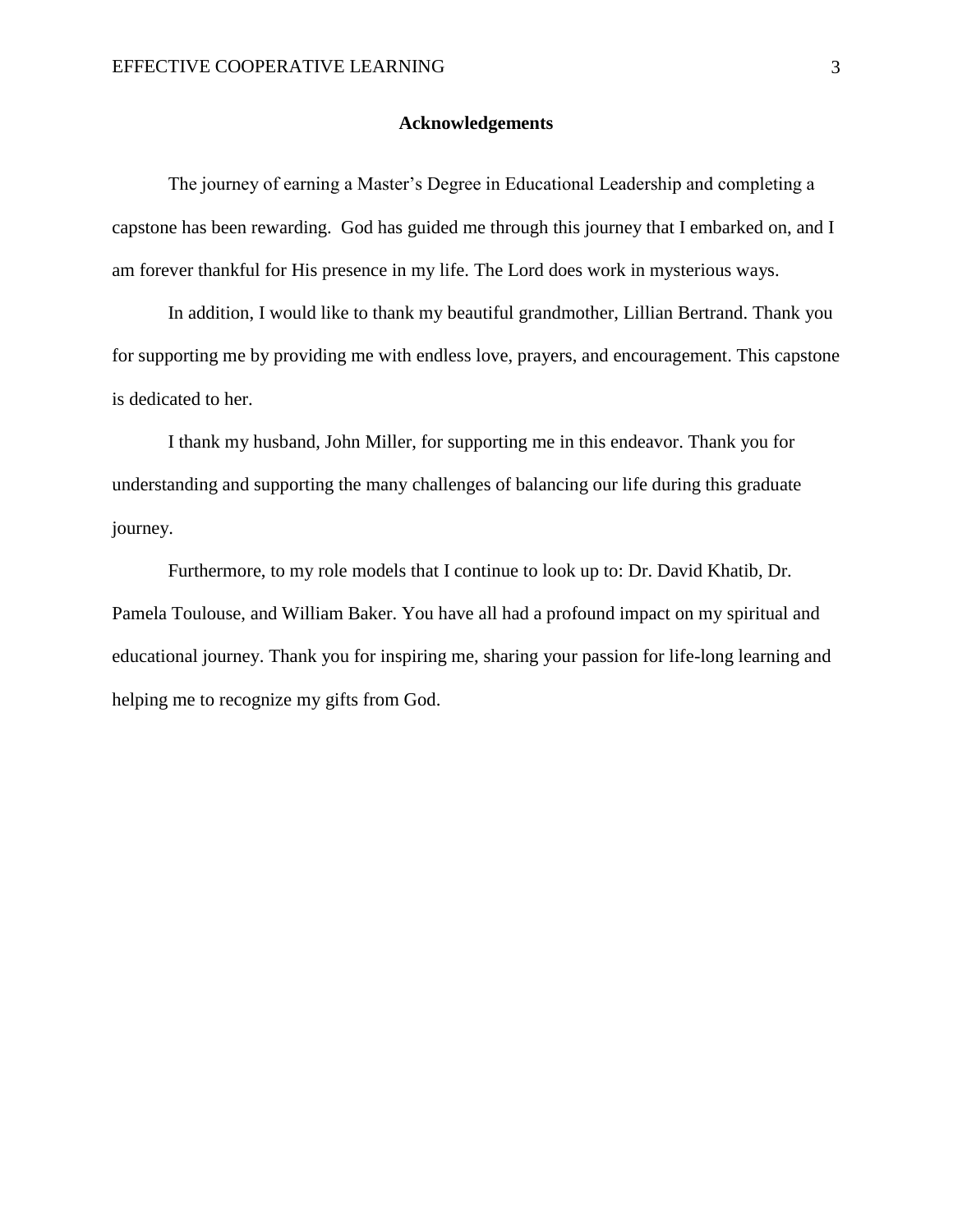## Acknowledgements

The journey of earning a Master's Degree in Educational Leadership and completing a capstone has been rewarding. God has guided me through this journey that I embarked on, and I am forever thankful for His presence in my life. The Lord does work in mysterious ways.

In addition, I would like to thank my beautiful grandmother, Lillian Bertrand. Thank you for supporting me by providing me with endless love, prayers, and encouragement. This capstone is dedicated to her.

I thank my husband, John Miller, for supporting me in this endeavor. Thank you for understanding and supporting the many challenges of balancing our life during this graduate journey.

Furthermore, to my role models that I continue to look up to: Dr. David Khatib, Dr. Pamela Toulouse, and William Baker. You have all had a profound impact on my spiritual and educational journey. Thank you for inspiring me, sharing your passion for life-long learning and helping me to recognize my gifts from God.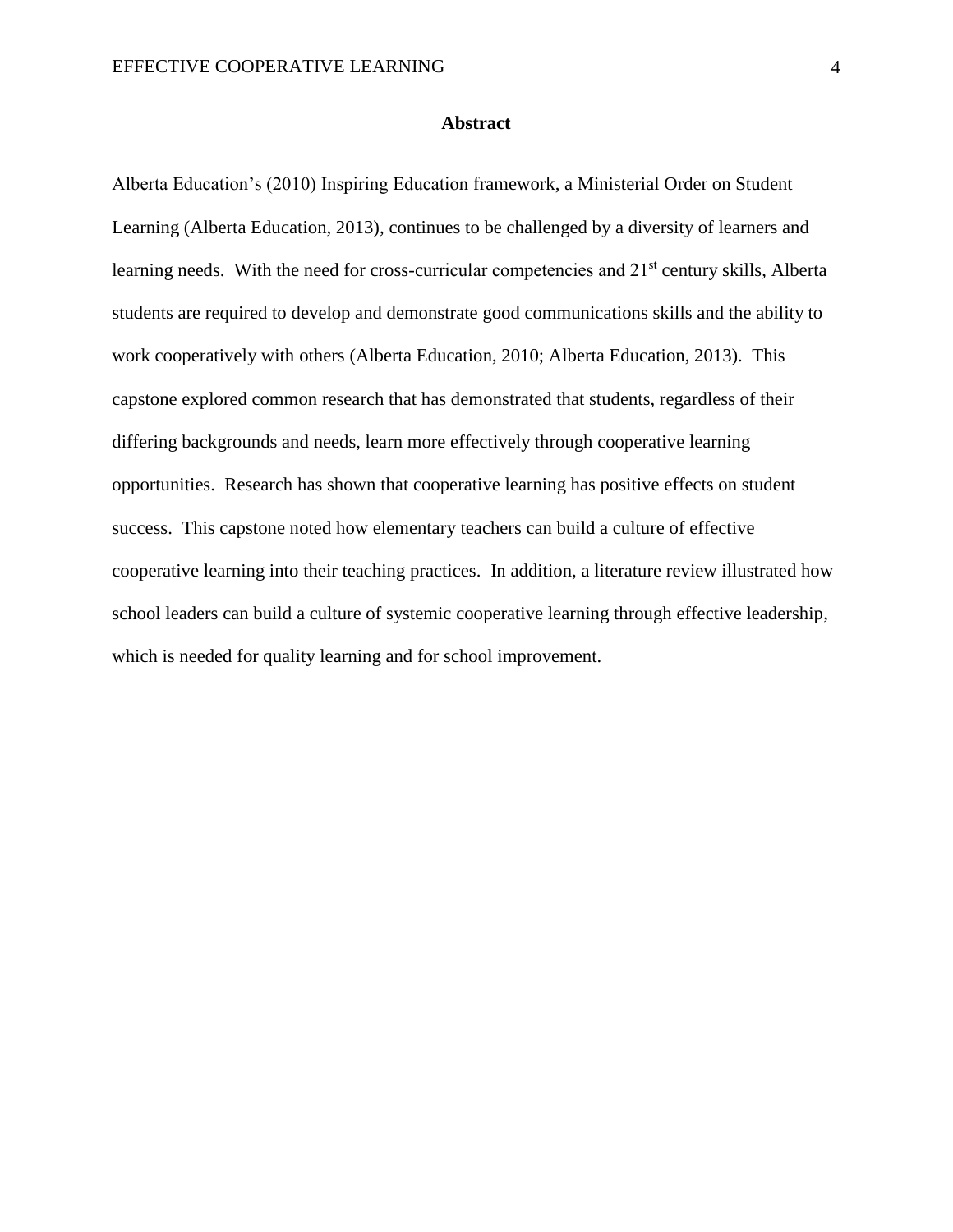## Abstract

Alberta Education's (2010) Inspiring Education framework, a Ministerial Order on Student Learning (Alberta Education, 2013), continues to be challenged by a diversity of learners and learning needs. With the need for cross-curricular competencies and 21st century skills, Alberta students are required to develop and demonstrate good communications skills and the ability to work cooperatively with others (Alberta Education, 2010; Alberta Education, 2013). This capstone explored common research that has demonstrated that students, regardless of their differing backgrounds and needs, learn more effectively through cooperative learning opportunities. Research has shown that cooperative learning has positive effects on student success. This capstone noted how elementary teachers can build a culture of effective cooperative learning into their teaching practices. In addition, a literature review illustrated how school leaders can build a culture of systemic cooperative learning through effective leadership, which is needed for quality learning and for school improvement.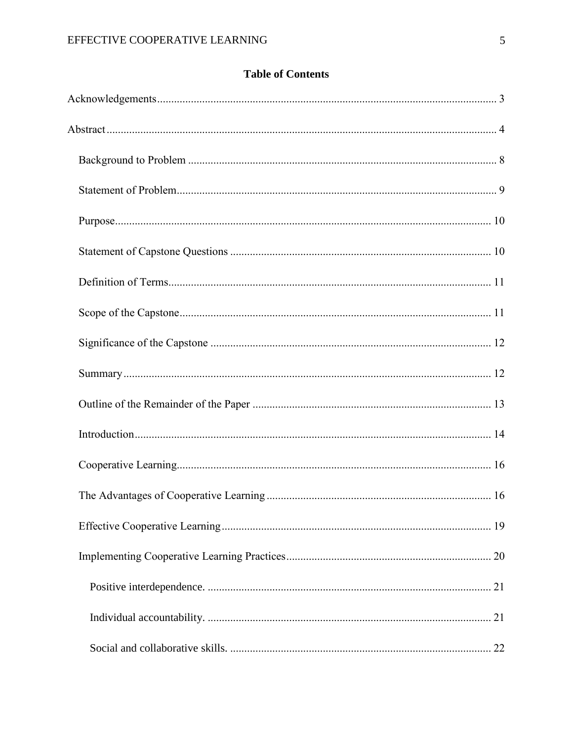## Table of Contents

Acknowledgements ........................................................................................................................ 3

Abstract .......................................................................................................................................... 4

- Background to Problem ............................................................................................................ 8
- Statement of Problem................................................................................................................ 9
- Purpose..................................................................................................................................... 10
- Statement of Capstone Questions ............................................................................................ 10
- Definition of Terms.................................................................................................................. 11
- Scope of the Capstone.............................................................................................................. 11
- Significance of the Capstone ................................................................................................... 12
- Summary .................................................................................................................................. 12
- Outline of the Remainder of the Paper .................................................................................... 13
- Introduction.............................................................................................................................. 14
- Cooperative Learning............................................................................................................... 16
- The Advantages of Cooperative Learning ............................................................................... 16
- Effective Cooperative Learning ............................................................................................... 19
- Implementing Cooperative Learning Practices........................................................................ 20
    - Positive interdependence. .................................................................................................... 21
    - Individual accountability. .................................................................................................... 21
    - Social and collaborative skills. ............................................................................................ 22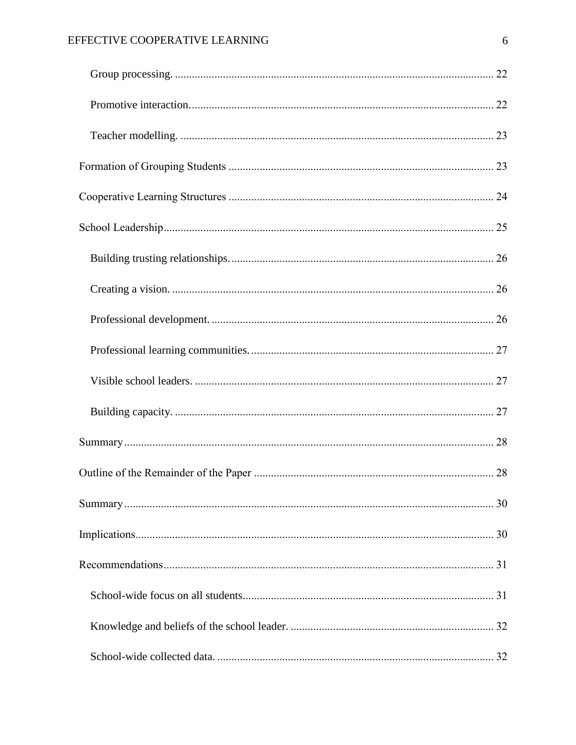- Group processing. ........................................................................................................ 22
- Promotive interaction. ................................................................................................... 22
- Teacher modelling. ....................................................................................................... 23

Formation of Grouping Students ........................................................................................ 23

Cooperative Learning Structures ........................................................................................ 24

School Leadership ............................................................................................................... 25

- Building trusting relationships. ...................................................................................... 26
- Creating a vision. .......................................................................................................... 26
- Professional development. ............................................................................................. 26
- Professional learning communities. ............................................................................... 27
- Visible school leaders. ................................................................................................... 27
- Building capacity. ......................................................................................................... 27

Summary ............................................................................................................................. 28

Outline of the Remainder of the Paper ............................................................................... 28

Summary ............................................................................................................................. 30

Implications ........................................................................................................................ 30

Recommendations ............................................................................................................... 31

- School-wide focus on all students. ................................................................................. 31
- Knowledge and beliefs of the school leader. .................................................................. 32
- School-wide collected data. ........................................................................................... 32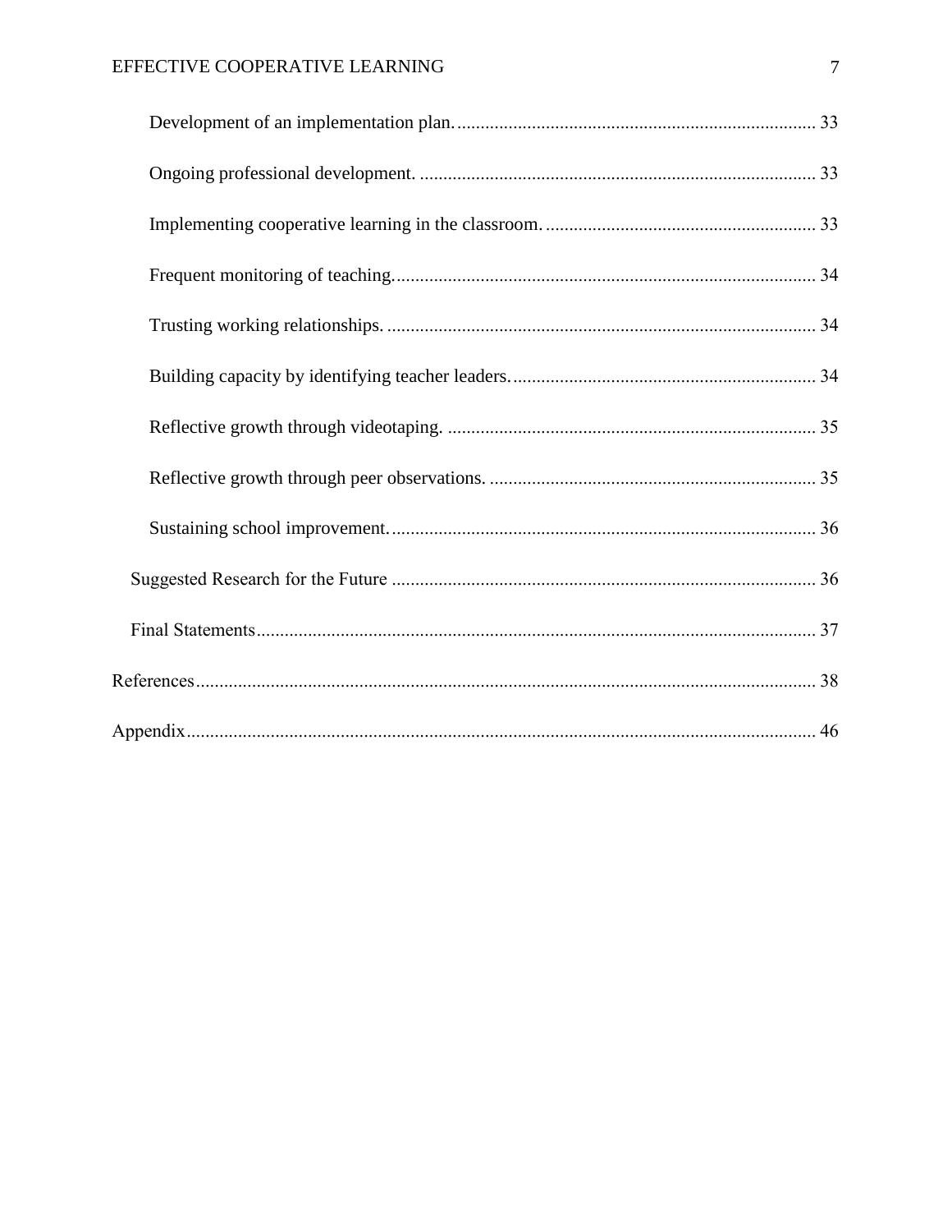Development of an implementation plan. 33

Ongoing professional development. 33

Implementing cooperative learning in the classroom. 33

Frequent monitoring of teaching. 34

Trusting working relationships. 34

Building capacity by identifying teacher leaders. 34

Reflective growth through videotaping. 35

Reflective growth through peer observations. 35

Sustaining school improvement. 36

Suggested Research for the Future 36

Final Statements 37

References 38

Appendix 46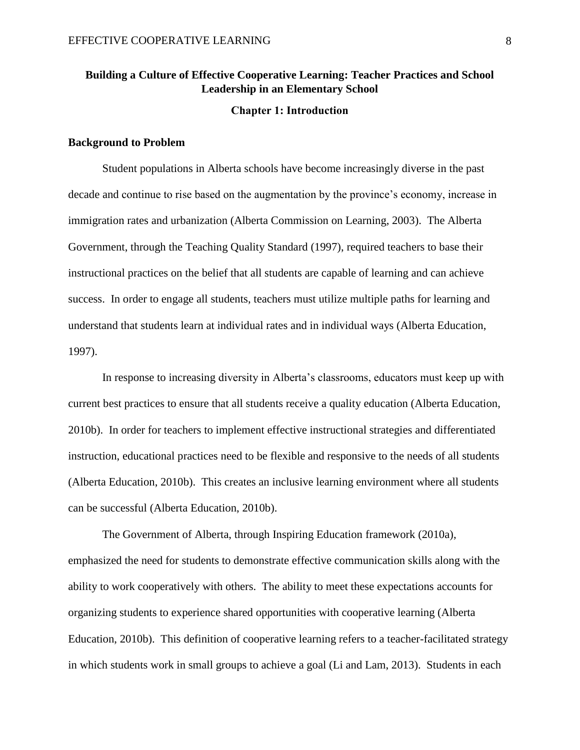# Building a Culture of Effective Cooperative Learning: Teacher Practices and School Leadership in an Elementary School

## Chapter 1: Introduction

### Background to Problem

Student populations in Alberta schools have become increasingly diverse in the past decade and continue to rise based on the augmentation by the province's economy, increase in immigration rates and urbanization (Alberta Commission on Learning, 2003). The Alberta Government, through the Teaching Quality Standard (1997), required teachers to base their instructional practices on the belief that all students are capable of learning and can achieve success. In order to engage all students, teachers must utilize multiple paths for learning and understand that students learn at individual rates and in individual ways (Alberta Education, 1997).

In response to increasing diversity in Alberta's classrooms, educators must keep up with current best practices to ensure that all students receive a quality education (Alberta Education, 2010b). In order for teachers to implement effective instructional strategies and differentiated instruction, educational practices need to be flexible and responsive to the needs of all students (Alberta Education, 2010b). This creates an inclusive learning environment where all students can be successful (Alberta Education, 2010b).

The Government of Alberta, through Inspiring Education framework (2010a), emphasized the need for students to demonstrate effective communication skills along with the ability to work cooperatively with others. The ability to meet these expectations accounts for organizing students to experience shared opportunities with cooperative learning (Alberta Education, 2010b). This definition of cooperative learning refers to a teacher-facilitated strategy in which students work in small groups to achieve a goal (Li and Lam, 2013). Students in each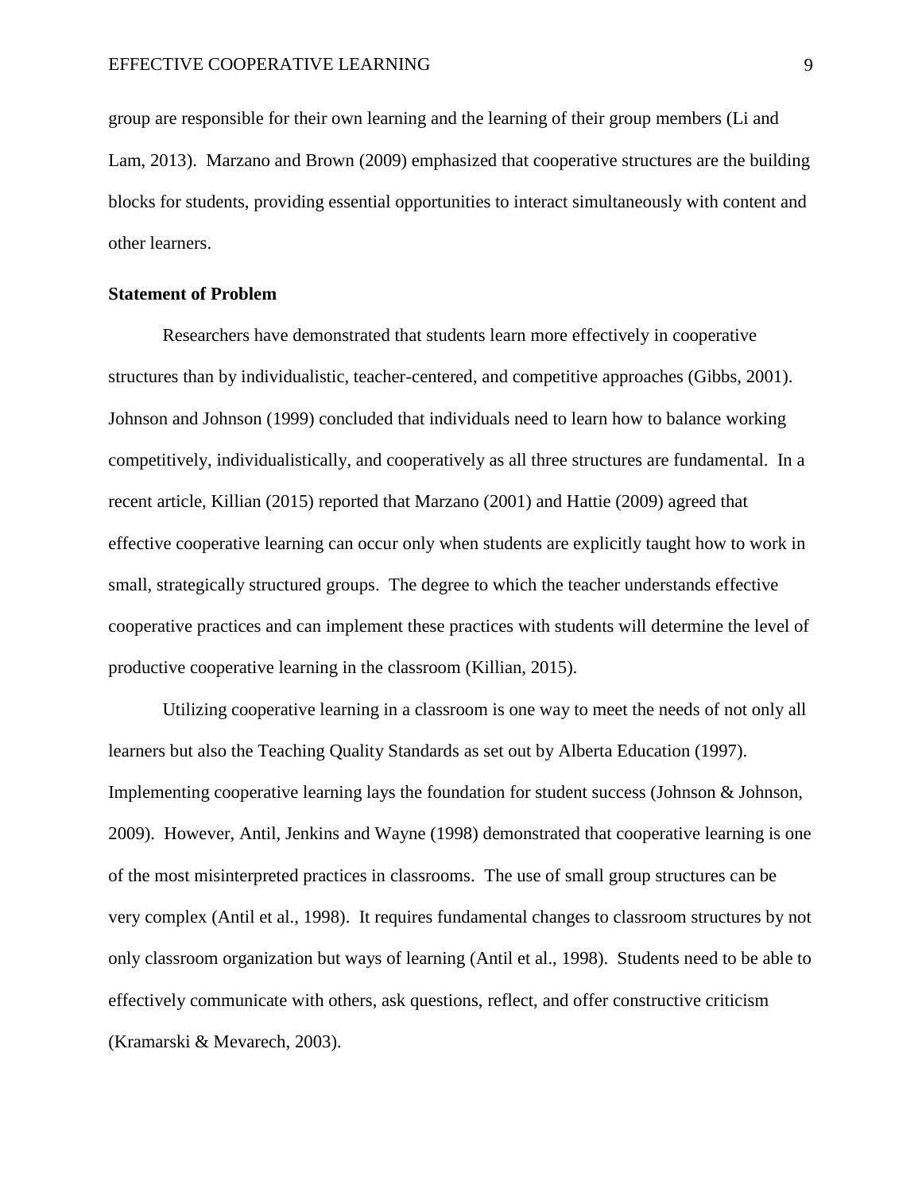group are responsible for their own learning and the learning of their group members (Li and Lam, 2013). Marzano and Brown (2009) emphasized that cooperative structures are the building blocks for students, providing essential opportunities to interact simultaneously with content and other learners.

**Statement of Problem**

Researchers have demonstrated that students learn more effectively in cooperative structures than by individualistic, teacher-centered, and competitive approaches (Gibbs, 2001). Johnson and Johnson (1999) concluded that individuals need to learn how to balance working competitively, individualistically, and cooperatively as all three structures are fundamental. In a recent article, Killian (2015) reported that Marzano (2001) and Hattie (2009) agreed that effective cooperative learning can occur only when students are explicitly taught how to work in small, strategically structured groups. The degree to which the teacher understands effective cooperative practices and can implement these practices with students will determine the level of productive cooperative learning in the classroom (Killian, 2015).

Utilizing cooperative learning in a classroom is one way to meet the needs of not only all learners but also the Teaching Quality Standards as set out by Alberta Education (1997). Implementing cooperative learning lays the foundation for student success (Johnson & Johnson, 2009). However, Antil, Jenkins and Wayne (1998) demonstrated that cooperative learning is one of the most misinterpreted practices in classrooms. The use of small group structures can be very complex (Antil et al., 1998). It requires fundamental changes to classroom structures by not only classroom organization but ways of learning (Antil et al., 1998). Students need to be able to effectively communicate with others, ask questions, reflect, and offer constructive criticism (Kramarski & Mevarech, 2003).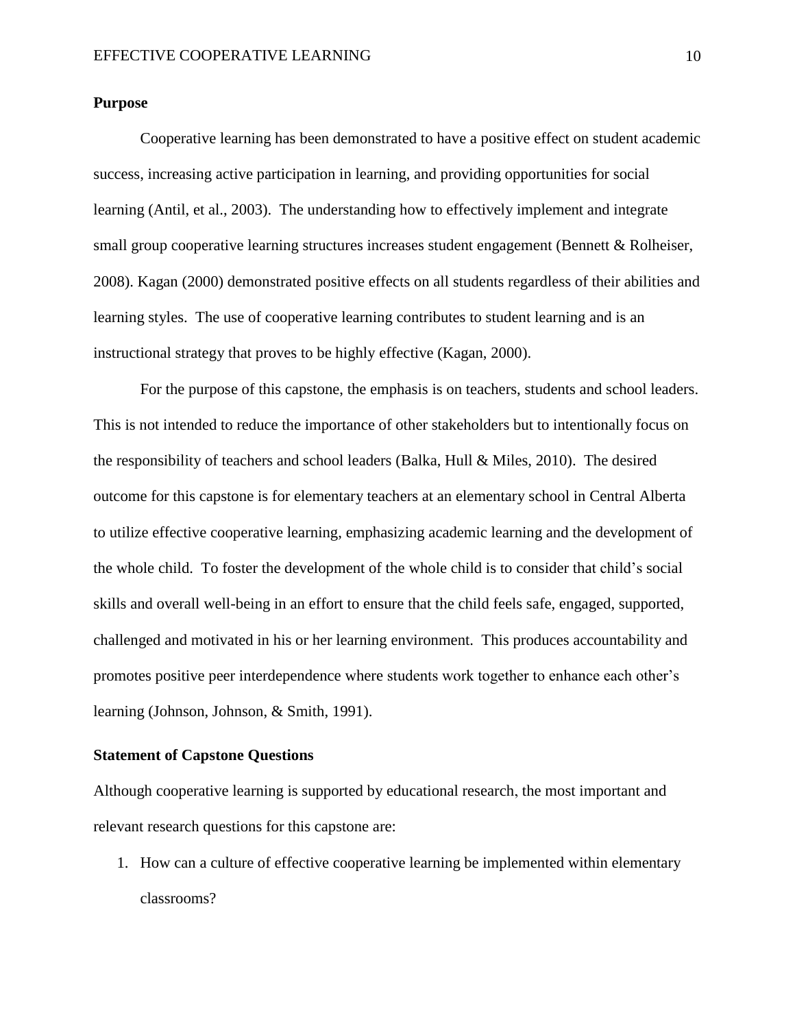**Purpose**

Cooperative learning has been demonstrated to have a positive effect on student academic success, increasing active participation in learning, and providing opportunities for social learning (Antil, et al., 2003). The understanding how to effectively implement and integrate small group cooperative learning structures increases student engagement (Bennett & Rolheiser, 2008). Kagan (2000) demonstrated positive effects on all students regardless of their abilities and learning styles. The use of cooperative learning contributes to student learning and is an instructional strategy that proves to be highly effective (Kagan, 2000).

For the purpose of this capstone, the emphasis is on teachers, students and school leaders. This is not intended to reduce the importance of other stakeholders but to intentionally focus on the responsibility of teachers and school leaders (Balka, Hull & Miles, 2010). The desired outcome for this capstone is for elementary teachers at an elementary school in Central Alberta to utilize effective cooperative learning, emphasizing academic learning and the development of the whole child. To foster the development of the whole child is to consider that child's social skills and overall well-being in an effort to ensure that the child feels safe, engaged, supported, challenged and motivated in his or her learning environment. This produces accountability and promotes positive peer interdependence where students work together to enhance each other's learning (Johnson, Johnson, & Smith, 1991).

**Statement of Capstone Questions**

Although cooperative learning is supported by educational research, the most important and relevant research questions for this capstone are:

1. How can a culture of effective cooperative learning be implemented within elementary classrooms?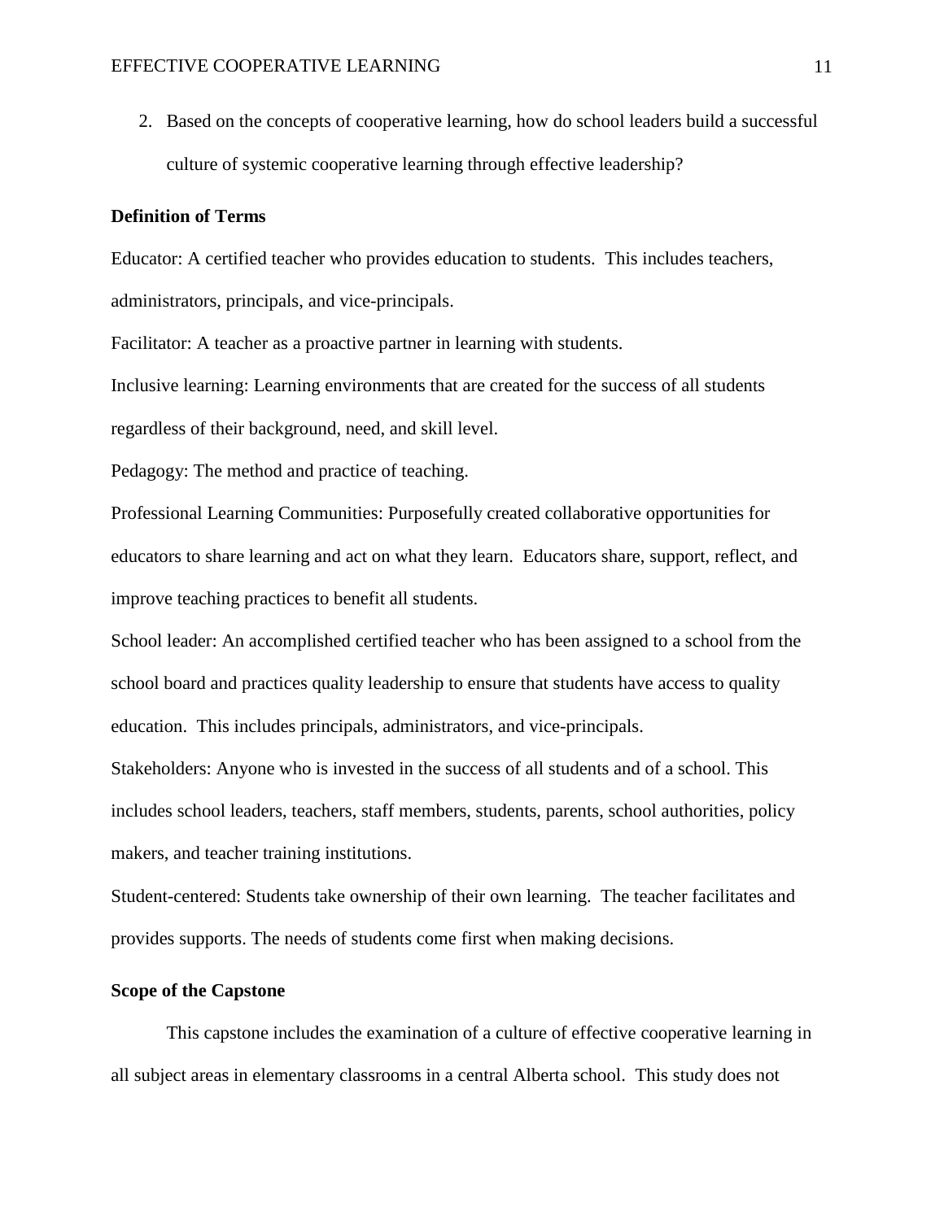2. Based on the concepts of cooperative learning, how do school leaders build a successful culture of systemic cooperative learning through effective leadership?

**Definition of Terms**

Educator: A certified teacher who provides education to students. This includes teachers, administrators, principals, and vice-principals.

Facilitator: A teacher as a proactive partner in learning with students.

Inclusive learning: Learning environments that are created for the success of all students regardless of their background, need, and skill level.

Pedagogy: The method and practice of teaching.

Professional Learning Communities: Purposefully created collaborative opportunities for educators to share learning and act on what they learn. Educators share, support, reflect, and improve teaching practices to benefit all students.

School leader: An accomplished certified teacher who has been assigned to a school from the school board and practices quality leadership to ensure that students have access to quality education. This includes principals, administrators, and vice-principals.

Stakeholders: Anyone who is invested in the success of all students and of a school. This includes school leaders, teachers, staff members, students, parents, school authorities, policy makers, and teacher training institutions.

Student-centered: Students take ownership of their own learning. The teacher facilitates and provides supports. The needs of students come first when making decisions.

**Scope of the Capstone**

This capstone includes the examination of a culture of effective cooperative learning in all subject areas in elementary classrooms in a central Alberta school. This study does not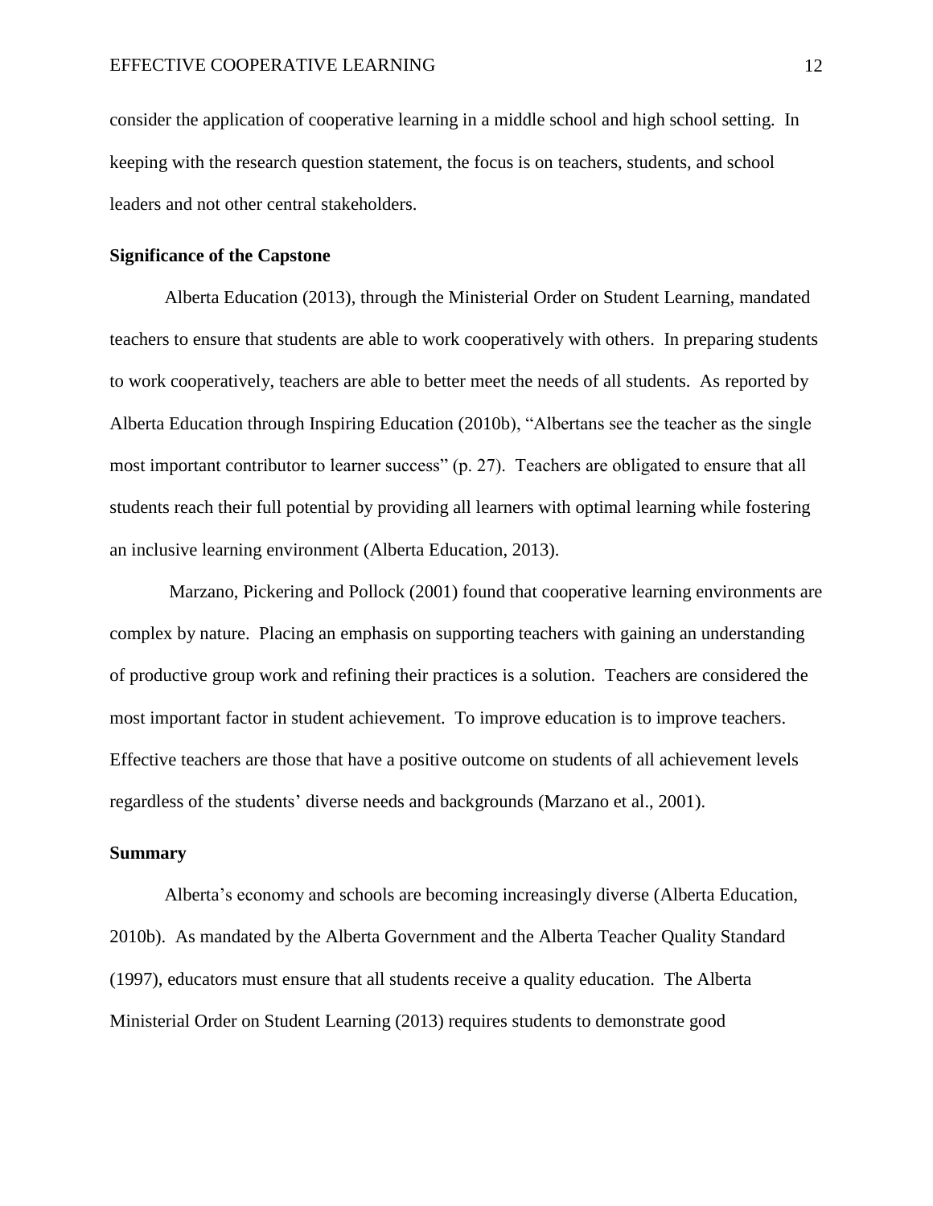consider the application of cooperative learning in a middle school and high school setting. In keeping with the research question statement, the focus is on teachers, students, and school leaders and not other central stakeholders.

## Significance of the Capstone

Alberta Education (2013), through the Ministerial Order on Student Learning, mandated teachers to ensure that students are able to work cooperatively with others. In preparing students to work cooperatively, teachers are able to better meet the needs of all students. As reported by Alberta Education through Inspiring Education (2010b), "Albertans see the teacher as the single most important contributor to learner success" (p. 27). Teachers are obligated to ensure that all students reach their full potential by providing all learners with optimal learning while fostering an inclusive learning environment (Alberta Education, 2013).

Marzano, Pickering and Pollock (2001) found that cooperative learning environments are complex by nature. Placing an emphasis on supporting teachers with gaining an understanding of productive group work and refining their practices is a solution. Teachers are considered the most important factor in student achievement. To improve education is to improve teachers. Effective teachers are those that have a positive outcome on students of all achievement levels regardless of the students' diverse needs and backgrounds (Marzano et al., 2001).

## Summary

Alberta's economy and schools are becoming increasingly diverse (Alberta Education, 2010b). As mandated by the Alberta Government and the Alberta Teacher Quality Standard (1997), educators must ensure that all students receive a quality education. The Alberta Ministerial Order on Student Learning (2013) requires students to demonstrate good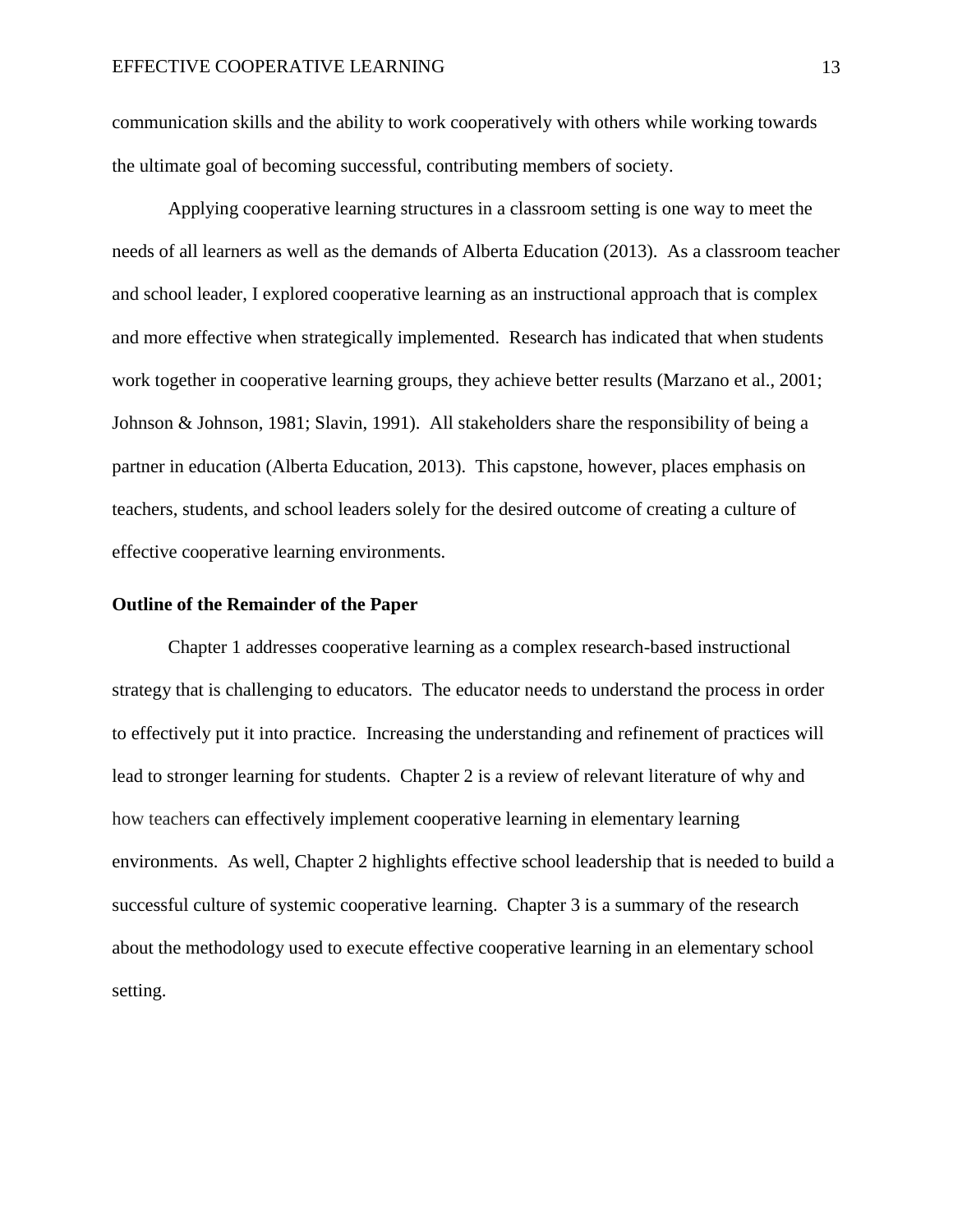communication skills and the ability to work cooperatively with others while working towards the ultimate goal of becoming successful, contributing members of society.

Applying cooperative learning structures in a classroom setting is one way to meet the needs of all learners as well as the demands of Alberta Education (2013). As a classroom teacher and school leader, I explored cooperative learning as an instructional approach that is complex and more effective when strategically implemented. Research has indicated that when students work together in cooperative learning groups, they achieve better results (Marzano et al., 2001; Johnson & Johnson, 1981; Slavin, 1991). All stakeholders share the responsibility of being a partner in education (Alberta Education, 2013). This capstone, however, places emphasis on teachers, students, and school leaders solely for the desired outcome of creating a culture of effective cooperative learning environments.

## Outline of the Remainder of the Paper

Chapter 1 addresses cooperative learning as a complex research-based instructional strategy that is challenging to educators. The educator needs to understand the process in order to effectively put it into practice. Increasing the understanding and refinement of practices will lead to stronger learning for students. Chapter 2 is a review of relevant literature of why and how teachers can effectively implement cooperative learning in elementary learning environments. As well, Chapter 2 highlights effective school leadership that is needed to build a successful culture of systemic cooperative learning. Chapter 3 is a summary of the research about the methodology used to execute effective cooperative learning in an elementary school setting.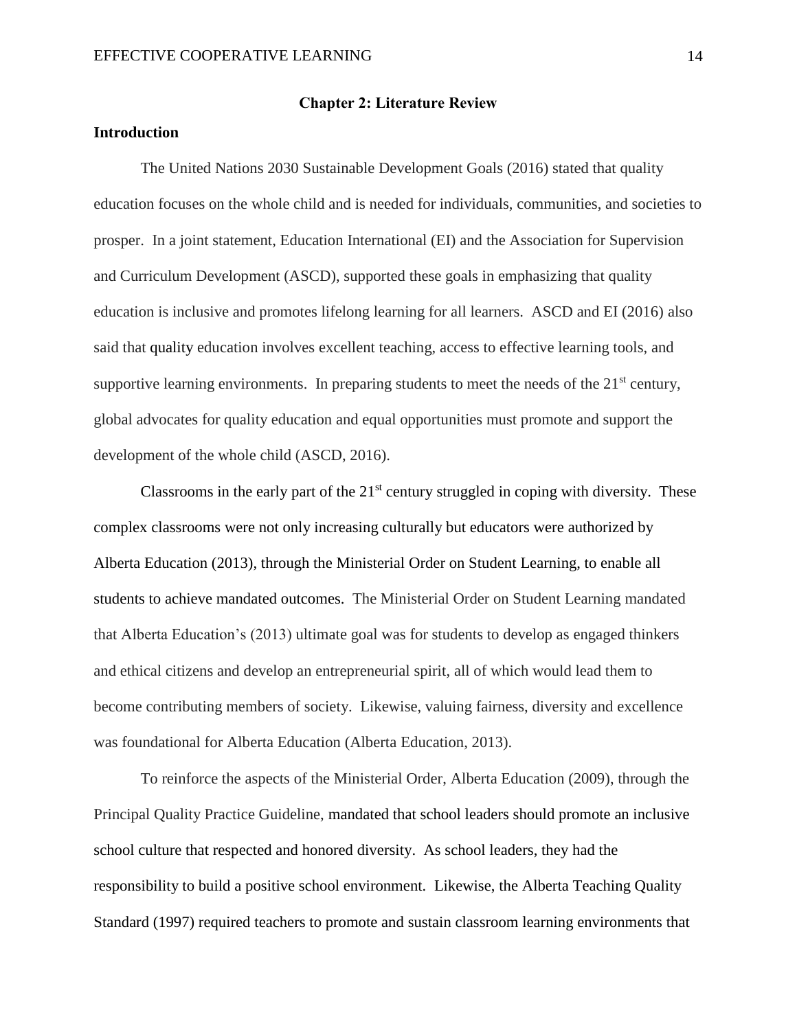## Chapter 2: Literature Review

### Introduction

The United Nations 2030 Sustainable Development Goals (2016) stated that quality education focuses on the whole child and is needed for individuals, communities, and societies to prosper. In a joint statement, Education International (EI) and the Association for Supervision and Curriculum Development (ASCD), supported these goals in emphasizing that quality education is inclusive and promotes lifelong learning for all learners. ASCD and EI (2016) also said that quality education involves excellent teaching, access to effective learning tools, and supportive learning environments. In preparing students to meet the needs of the 21st century, global advocates for quality education and equal opportunities must promote and support the development of the whole child (ASCD, 2016).

Classrooms in the early part of the 21st century struggled in coping with diversity. These complex classrooms were not only increasing culturally but educators were authorized by Alberta Education (2013), through the Ministerial Order on Student Learning, to enable all students to achieve mandated outcomes. The Ministerial Order on Student Learning mandated that Alberta Education's (2013) ultimate goal was for students to develop as engaged thinkers and ethical citizens and develop an entrepreneurial spirit, all of which would lead them to become contributing members of society. Likewise, valuing fairness, diversity and excellence was foundational for Alberta Education (Alberta Education, 2013).

To reinforce the aspects of the Ministerial Order, Alberta Education (2009), through the Principal Quality Practice Guideline, mandated that school leaders should promote an inclusive school culture that respected and honored diversity. As school leaders, they had the responsibility to build a positive school environment. Likewise, the Alberta Teaching Quality Standard (1997) required teachers to promote and sustain classroom learning environments that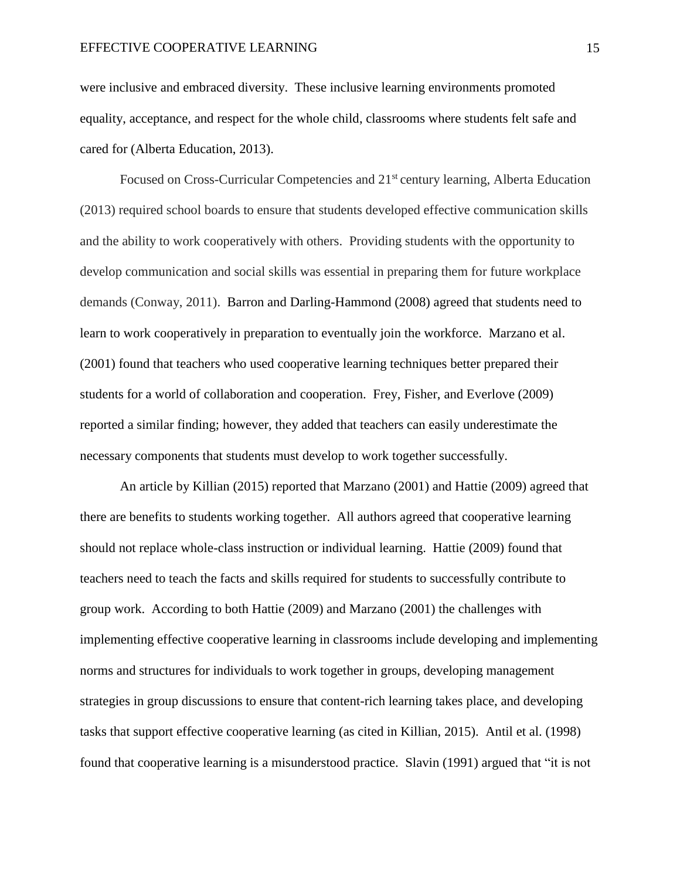were inclusive and embraced diversity. These inclusive learning environments promoted equality, acceptance, and respect for the whole child, classrooms where students felt safe and cared for (Alberta Education, 2013).

Focused on Cross-Curricular Competencies and 21st century learning, Alberta Education (2013) required school boards to ensure that students developed effective communication skills and the ability to work cooperatively with others. Providing students with the opportunity to develop communication and social skills was essential in preparing them for future workplace demands (Conway, 2011). Barron and Darling-Hammond (2008) agreed that students need to learn to work cooperatively in preparation to eventually join the workforce. Marzano et al. (2001) found that teachers who used cooperative learning techniques better prepared their students for a world of collaboration and cooperation. Frey, Fisher, and Everlove (2009) reported a similar finding; however, they added that teachers can easily underestimate the necessary components that students must develop to work together successfully.

An article by Killian (2015) reported that Marzano (2001) and Hattie (2009) agreed that there are benefits to students working together. All authors agreed that cooperative learning should not replace whole-class instruction or individual learning. Hattie (2009) found that teachers need to teach the facts and skills required for students to successfully contribute to group work. According to both Hattie (2009) and Marzano (2001) the challenges with implementing effective cooperative learning in classrooms include developing and implementing norms and structures for individuals to work together in groups, developing management strategies in group discussions to ensure that content-rich learning takes place, and developing tasks that support effective cooperative learning (as cited in Killian, 2015). Antil et al. (1998) found that cooperative learning is a misunderstood practice. Slavin (1991) argued that "it is not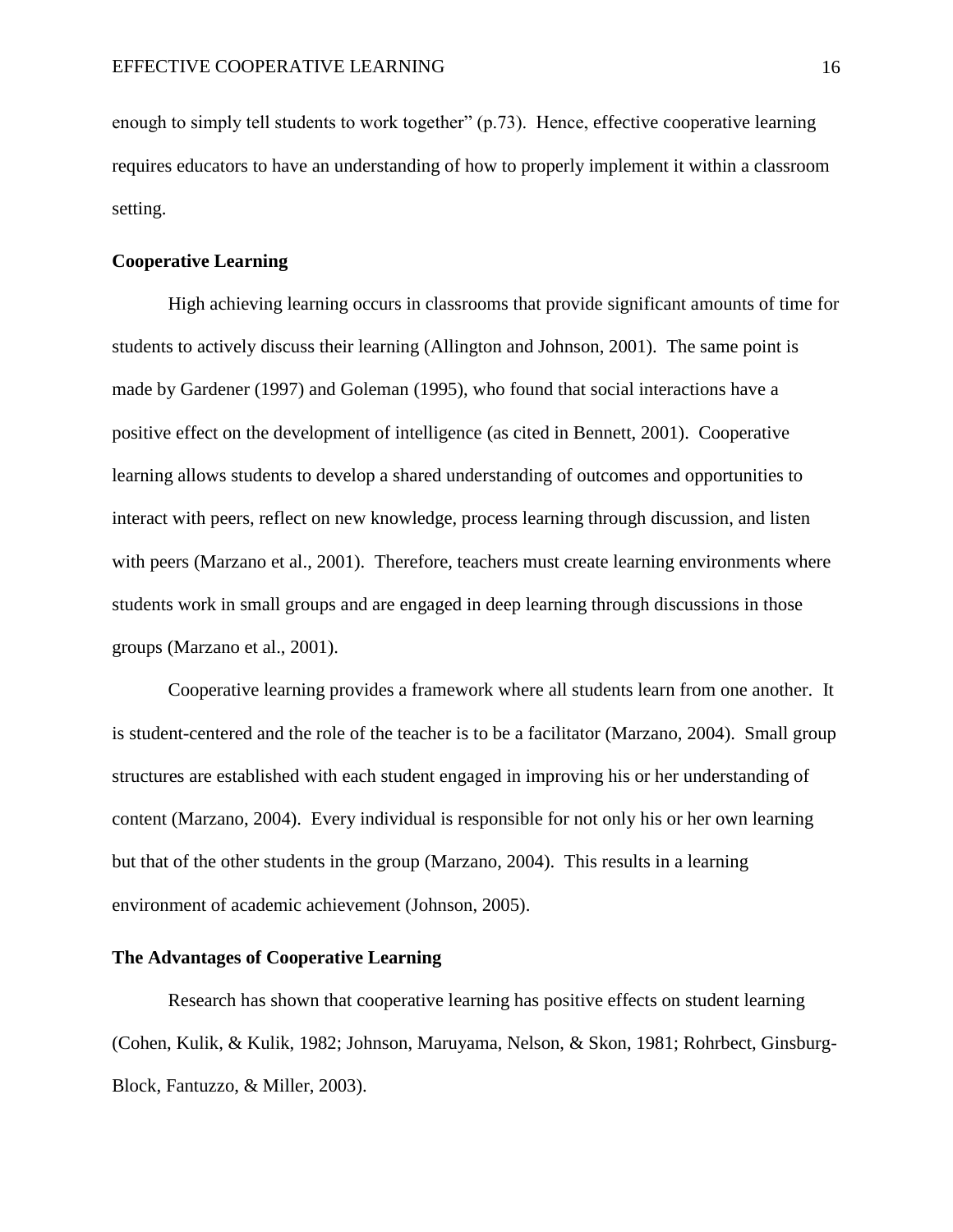enough to simply tell students to work together" (p.73). Hence, effective cooperative learning requires educators to have an understanding of how to properly implement it within a classroom setting.

## Cooperative Learning

High achieving learning occurs in classrooms that provide significant amounts of time for students to actively discuss their learning (Allington and Johnson, 2001). The same point is made by Gardener (1997) and Goleman (1995), who found that social interactions have a positive effect on the development of intelligence (as cited in Bennett, 2001). Cooperative learning allows students to develop a shared understanding of outcomes and opportunities to interact with peers, reflect on new knowledge, process learning through discussion, and listen with peers (Marzano et al., 2001). Therefore, teachers must create learning environments where students work in small groups and are engaged in deep learning through discussions in those groups (Marzano et al., 2001).

Cooperative learning provides a framework where all students learn from one another. It is student-centered and the role of the teacher is to be a facilitator (Marzano, 2004). Small group structures are established with each student engaged in improving his or her understanding of content (Marzano, 2004). Every individual is responsible for not only his or her own learning but that of the other students in the group (Marzano, 2004). This results in a learning environment of academic achievement (Johnson, 2005).

## The Advantages of Cooperative Learning

Research has shown that cooperative learning has positive effects on student learning (Cohen, Kulik, & Kulik, 1982; Johnson, Maruyama, Nelson, & Skon, 1981; Rohrbect, Ginsburg-Block, Fantuzzo, & Miller, 2003).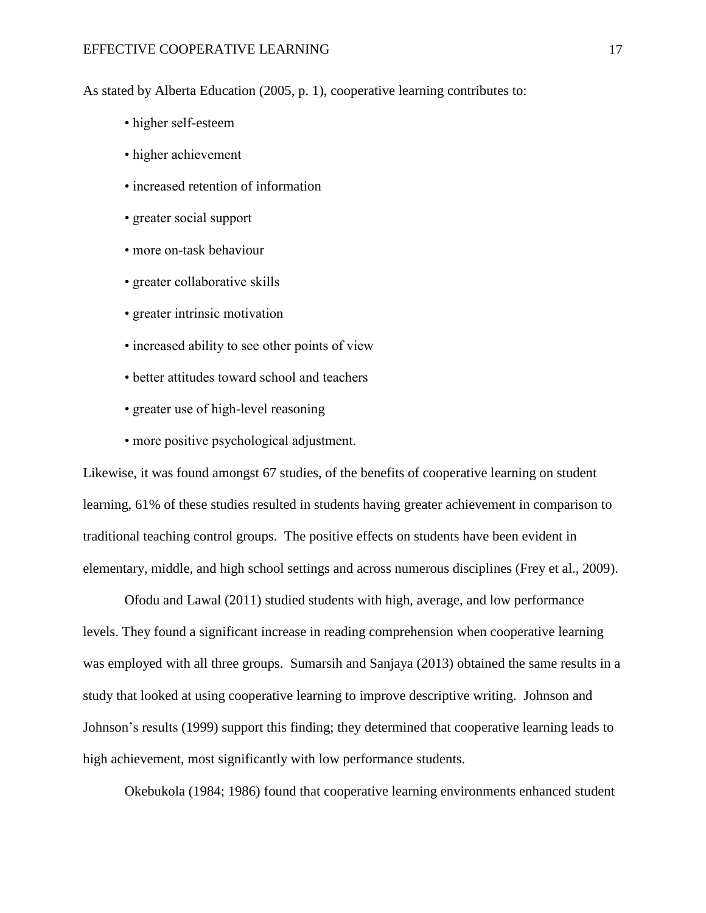As stated by Alberta Education (2005, p. 1), cooperative learning contributes to:

- higher self-esteem
- higher achievement
- increased retention of information
- greater social support
- more on-task behaviour
- greater collaborative skills
- greater intrinsic motivation
- increased ability to see other points of view
- better attitudes toward school and teachers
- greater use of high-level reasoning
- more positive psychological adjustment.

Likewise, it was found amongst 67 studies, of the benefits of cooperative learning on student learning, 61% of these studies resulted in students having greater achievement in comparison to traditional teaching control groups. The positive effects on students have been evident in elementary, middle, and high school settings and across numerous disciplines (Frey et al., 2009).

Ofodu and Lawal (2011) studied students with high, average, and low performance levels. They found a significant increase in reading comprehension when cooperative learning was employed with all three groups. Sumarsih and Sanjaya (2013) obtained the same results in a study that looked at using cooperative learning to improve descriptive writing. Johnson and Johnson's results (1999) support this finding; they determined that cooperative learning leads to high achievement, most significantly with low performance students.

Okebukola (1984; 1986) found that cooperative learning environments enhanced student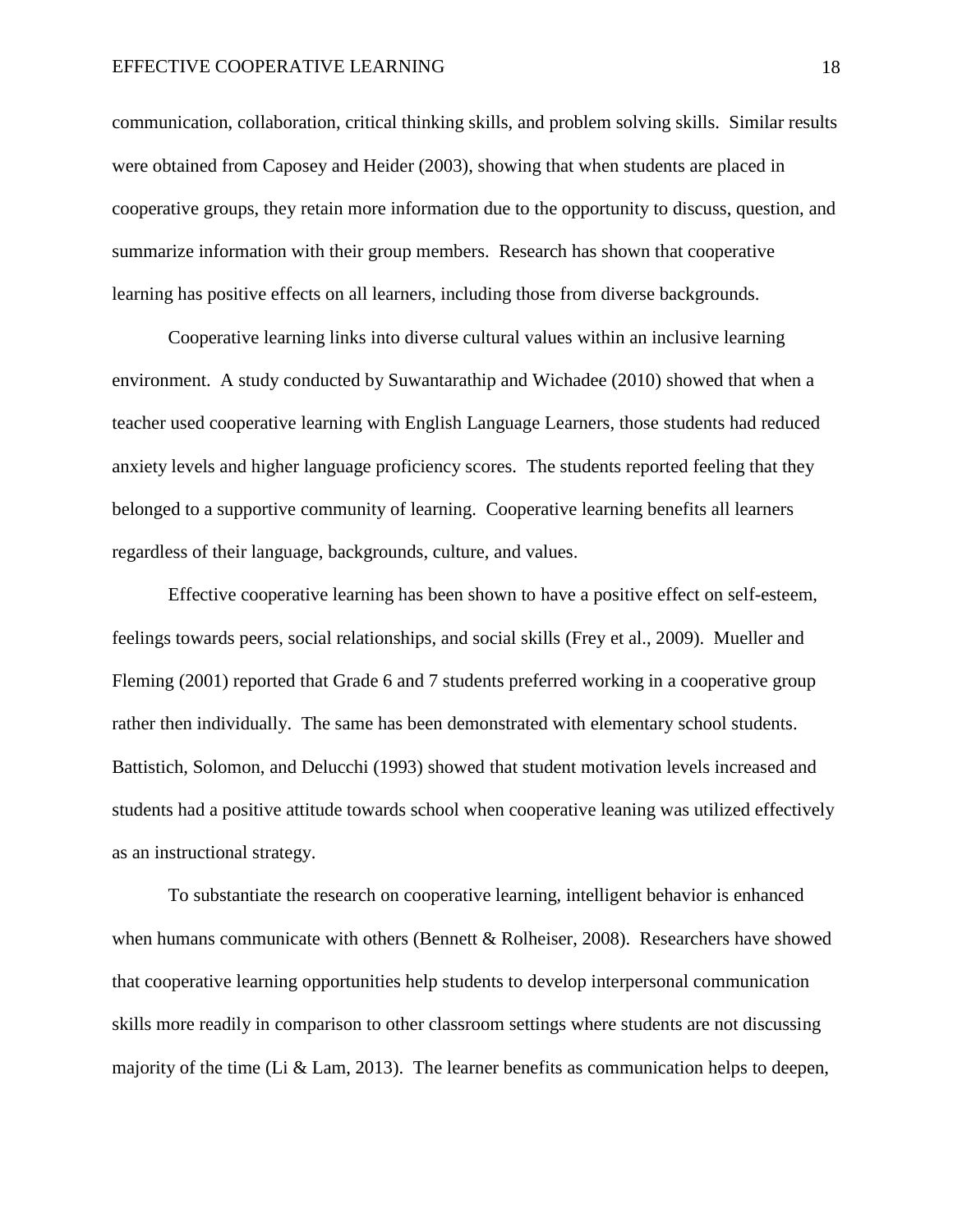communication, collaboration, critical thinking skills, and problem solving skills. Similar results were obtained from Caposey and Heider (2003), showing that when students are placed in cooperative groups, they retain more information due to the opportunity to discuss, question, and summarize information with their group members. Research has shown that cooperative learning has positive effects on all learners, including those from diverse backgrounds.

Cooperative learning links into diverse cultural values within an inclusive learning environment. A study conducted by Suwantarathip and Wichadee (2010) showed that when a teacher used cooperative learning with English Language Learners, those students had reduced anxiety levels and higher language proficiency scores. The students reported feeling that they belonged to a supportive community of learning. Cooperative learning benefits all learners regardless of their language, backgrounds, culture, and values.

Effective cooperative learning has been shown to have a positive effect on self-esteem, feelings towards peers, social relationships, and social skills (Frey et al., 2009). Mueller and Fleming (2001) reported that Grade 6 and 7 students preferred working in a cooperative group rather then individually. The same has been demonstrated with elementary school students. Battistich, Solomon, and Delucchi (1993) showed that student motivation levels increased and students had a positive attitude towards school when cooperative leaning was utilized effectively as an instructional strategy.

To substantiate the research on cooperative learning, intelligent behavior is enhanced when humans communicate with others (Bennett & Rolheiser, 2008). Researchers have showed that cooperative learning opportunities help students to develop interpersonal communication skills more readily in comparison to other classroom settings where students are not discussing majority of the time (Li & Lam, 2013). The learner benefits as communication helps to deepen,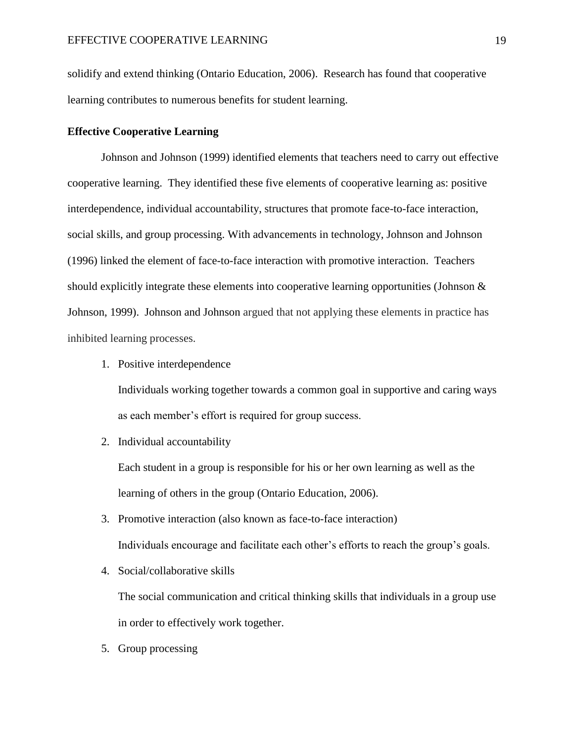solidify and extend thinking (Ontario Education, 2006). Research has found that cooperative learning contributes to numerous benefits for student learning.

### Effective Cooperative Learning

Johnson and Johnson (1999) identified elements that teachers need to carry out effective cooperative learning. They identified these five elements of cooperative learning as: positive interdependence, individual accountability, structures that promote face-to-face interaction, social skills, and group processing. With advancements in technology, Johnson and Johnson (1996) linked the element of face-to-face interaction with promotive interaction. Teachers should explicitly integrate these elements into cooperative learning opportunities (Johnson & Johnson, 1999). Johnson and Johnson argued that not applying these elements in practice has inhibited learning processes.

1. Positive interdependence

   Individuals working together towards a common goal in supportive and caring ways as each member's effort is required for group success.

2. Individual accountability

   Each student in a group is responsible for his or her own learning as well as the learning of others in the group (Ontario Education, 2006).

3. Promotive interaction (also known as face-to-face interaction)

   Individuals encourage and facilitate each other's efforts to reach the group's goals.

4. Social/collaborative skills

   The social communication and critical thinking skills that individuals in a group use in order to effectively work together.

5. Group processing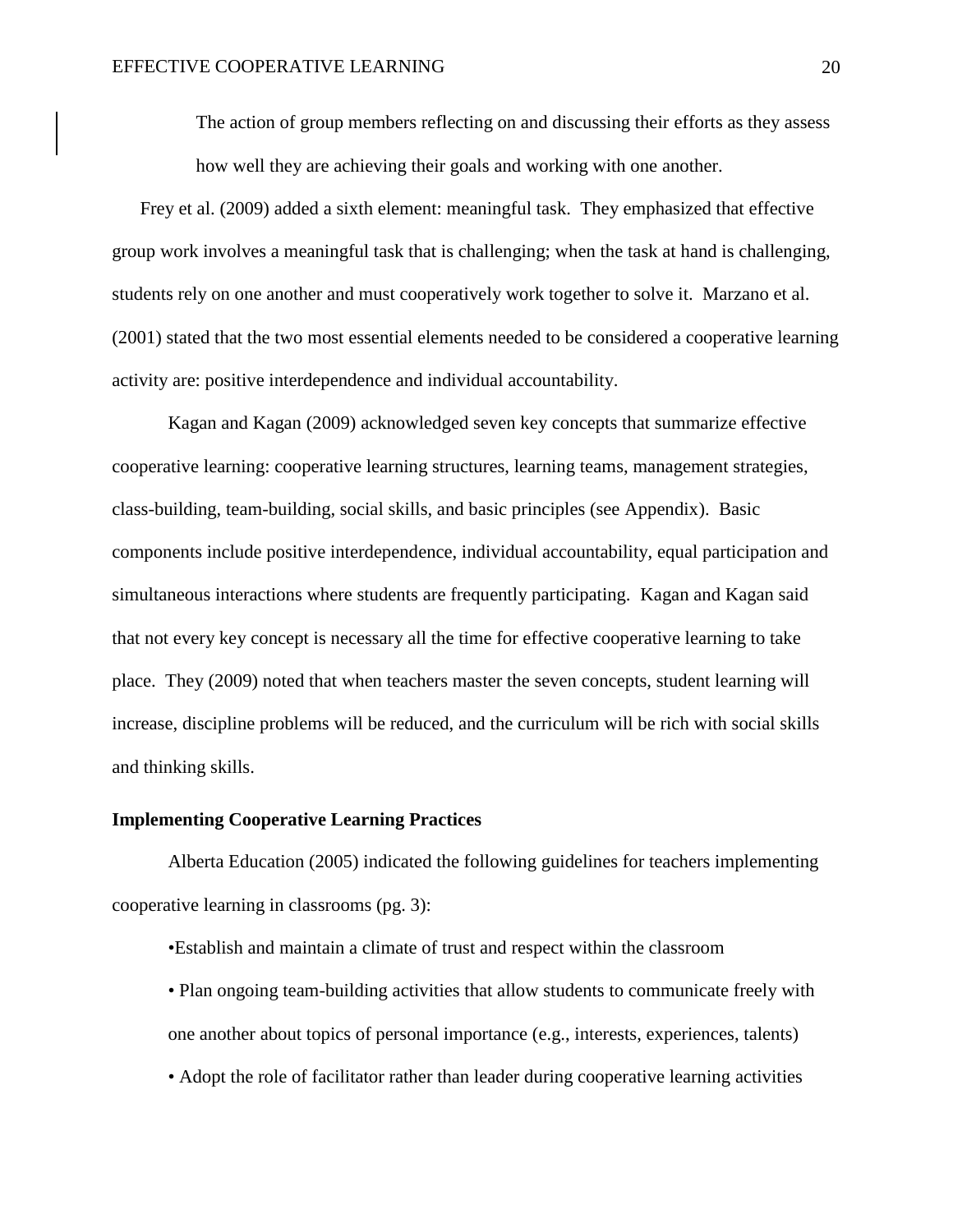The action of group members reflecting on and discussing their efforts as they assess how well they are achieving their goals and working with one another.

Frey et al. (2009) added a sixth element: meaningful task. They emphasized that effective group work involves a meaningful task that is challenging; when the task at hand is challenging, students rely on one another and must cooperatively work together to solve it. Marzano et al. (2001) stated that the two most essential elements needed to be considered a cooperative learning activity are: positive interdependence and individual accountability.

Kagan and Kagan (2009) acknowledged seven key concepts that summarize effective cooperative learning: cooperative learning structures, learning teams, management strategies, class-building, team-building, social skills, and basic principles (see Appendix). Basic components include positive interdependence, individual accountability, equal participation and simultaneous interactions where students are frequently participating. Kagan and Kagan said that not every key concept is necessary all the time for effective cooperative learning to take place. They (2009) noted that when teachers master the seven concepts, student learning will increase, discipline problems will be reduced, and the curriculum will be rich with social skills and thinking skills.

**Implementing Cooperative Learning Practices**

Alberta Education (2005) indicated the following guidelines for teachers implementing cooperative learning in classrooms (pg. 3):

- Establish and maintain a climate of trust and respect within the classroom
- Plan ongoing team-building activities that allow students to communicate freely with one another about topics of personal importance (e.g., interests, experiences, talents)
- Adopt the role of facilitator rather than leader during cooperative learning activities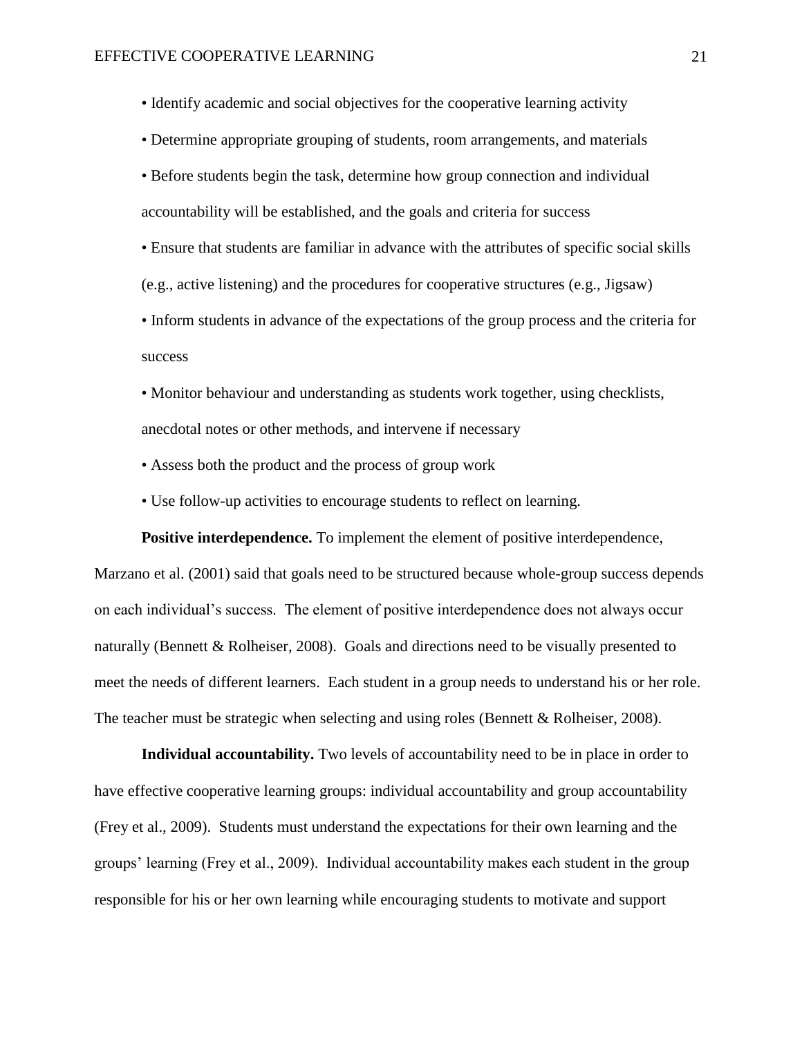- Identify academic and social objectives for the cooperative learning activity
- Determine appropriate grouping of students, room arrangements, and materials
- Before students begin the task, determine how group connection and individual accountability will be established, and the goals and criteria for success
- Ensure that students are familiar in advance with the attributes of specific social skills (e.g., active listening) and the procedures for cooperative structures (e.g., Jigsaw)
- Inform students in advance of the expectations of the group process and the criteria for success
- Monitor behaviour and understanding as students work together, using checklists, anecdotal notes or other methods, and intervene if necessary
- Assess both the product and the process of group work
- Use follow-up activities to encourage students to reflect on learning.

**Positive interdependence.** To implement the element of positive interdependence, Marzano et al. (2001) said that goals need to be structured because whole-group success depends on each individual's success. The element of positive interdependence does not always occur naturally (Bennett & Rolheiser, 2008). Goals and directions need to be visually presented to meet the needs of different learners. Each student in a group needs to understand his or her role. The teacher must be strategic when selecting and using roles (Bennett & Rolheiser, 2008).

**Individual accountability.** Two levels of accountability need to be in place in order to have effective cooperative learning groups: individual accountability and group accountability (Frey et al., 2009). Students must understand the expectations for their own learning and the groups' learning (Frey et al., 2009). Individual accountability makes each student in the group responsible for his or her own learning while encouraging students to motivate and support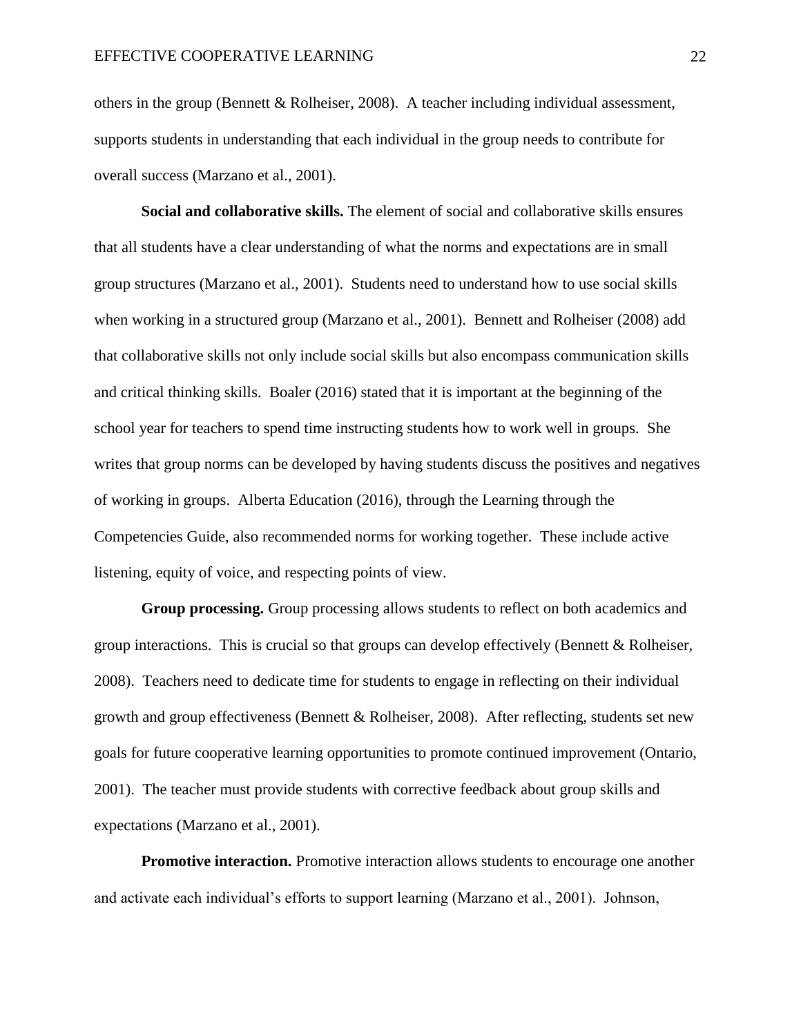others in the group (Bennett & Rolheiser, 2008). A teacher including individual assessment, supports students in understanding that each individual in the group needs to contribute for overall success (Marzano et al., 2001).

**Social and collaborative skills.** The element of social and collaborative skills ensures that all students have a clear understanding of what the norms and expectations are in small group structures (Marzano et al., 2001). Students need to understand how to use social skills when working in a structured group (Marzano et al., 2001). Bennett and Rolheiser (2008) add that collaborative skills not only include social skills but also encompass communication skills and critical thinking skills. Boaler (2016) stated that it is important at the beginning of the school year for teachers to spend time instructing students how to work well in groups. She writes that group norms can be developed by having students discuss the positives and negatives of working in groups. Alberta Education (2016), through the Learning through the Competencies Guide, also recommended norms for working together. These include active listening, equity of voice, and respecting points of view.

**Group processing.** Group processing allows students to reflect on both academics and group interactions. This is crucial so that groups can develop effectively (Bennett & Rolheiser, 2008). Teachers need to dedicate time for students to engage in reflecting on their individual growth and group effectiveness (Bennett & Rolheiser, 2008). After reflecting, students set new goals for future cooperative learning opportunities to promote continued improvement (Ontario, 2001). The teacher must provide students with corrective feedback about group skills and expectations (Marzano et al., 2001).

**Promotive interaction.** Promotive interaction allows students to encourage one another and activate each individual's efforts to support learning (Marzano et al., 2001). Johnson,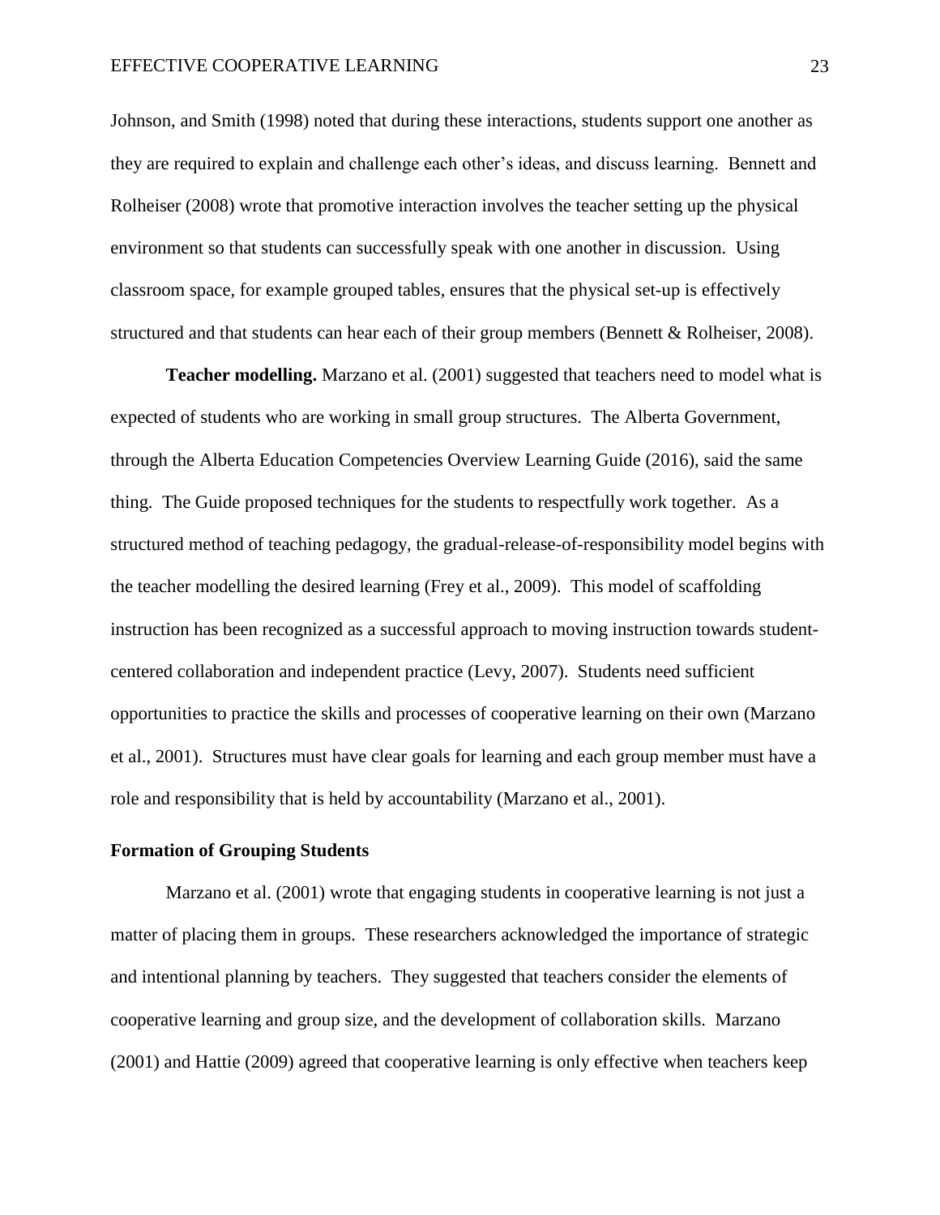Johnson, and Smith (1998) noted that during these interactions, students support one another as they are required to explain and challenge each other's ideas, and discuss learning. Bennett and Rolheiser (2008) wrote that promotive interaction involves the teacher setting up the physical environment so that students can successfully speak with one another in discussion. Using classroom space, for example grouped tables, ensures that the physical set-up is effectively structured and that students can hear each of their group members (Bennett & Rolheiser, 2008).

**Teacher modelling.** Marzano et al. (2001) suggested that teachers need to model what is expected of students who are working in small group structures. The Alberta Government, through the Alberta Education Competencies Overview Learning Guide (2016), said the same thing. The Guide proposed techniques for the students to respectfully work together. As a structured method of teaching pedagogy, the gradual-release-of-responsibility model begins with the teacher modelling the desired learning (Frey et al., 2009). This model of scaffolding instruction has been recognized as a successful approach to moving instruction towards student-centered collaboration and independent practice (Levy, 2007). Students need sufficient opportunities to practice the skills and processes of cooperative learning on their own (Marzano et al., 2001). Structures must have clear goals for learning and each group member must have a role and responsibility that is held by accountability (Marzano et al., 2001).

## Formation of Grouping Students

Marzano et al. (2001) wrote that engaging students in cooperative learning is not just a matter of placing them in groups. These researchers acknowledged the importance of strategic and intentional planning by teachers. They suggested that teachers consider the elements of cooperative learning and group size, and the development of collaboration skills. Marzano (2001) and Hattie (2009) agreed that cooperative learning is only effective when teachers keep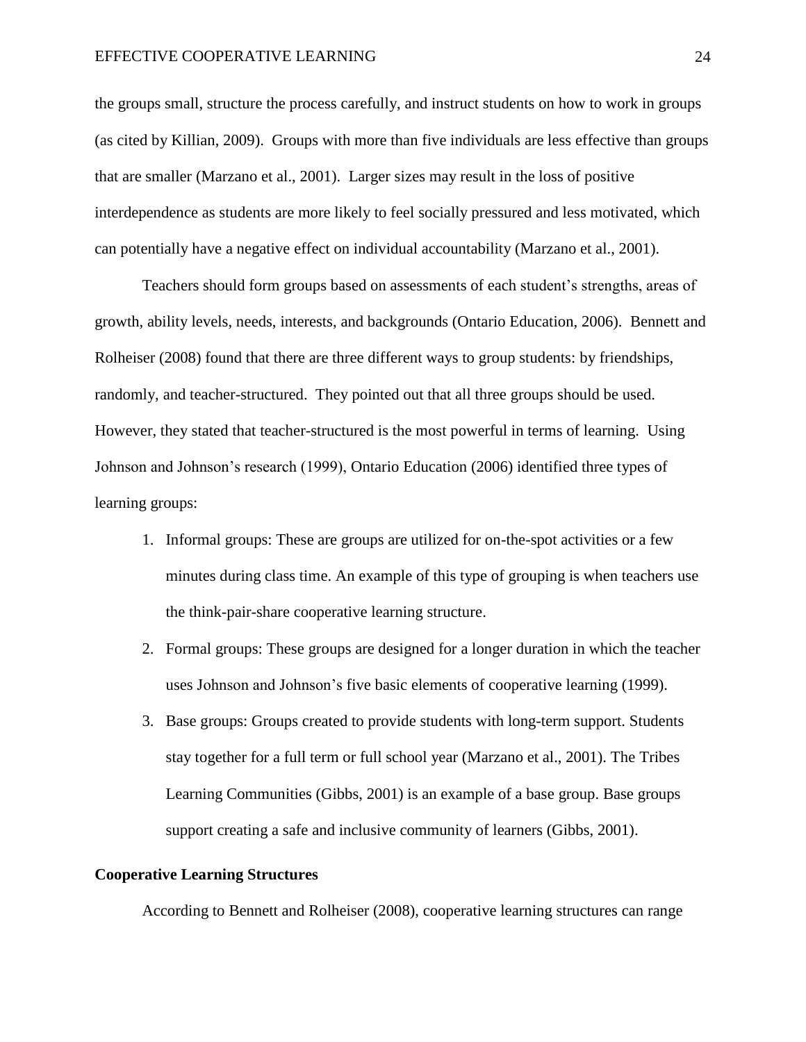the groups small, structure the process carefully, and instruct students on how to work in groups (as cited by Killian, 2009). Groups with more than five individuals are less effective than groups that are smaller (Marzano et al., 2001). Larger sizes may result in the loss of positive interdependence as students are more likely to feel socially pressured and less motivated, which can potentially have a negative effect on individual accountability (Marzano et al., 2001).

Teachers should form groups based on assessments of each student's strengths, areas of growth, ability levels, needs, interests, and backgrounds (Ontario Education, 2006). Bennett and Rolheiser (2008) found that there are three different ways to group students: by friendships, randomly, and teacher-structured. They pointed out that all three groups should be used. However, they stated that teacher-structured is the most powerful in terms of learning. Using Johnson and Johnson's research (1999), Ontario Education (2006) identified three types of learning groups:

1. Informal groups: These are groups are utilized for on-the-spot activities or a few minutes during class time. An example of this type of grouping is when teachers use the think-pair-share cooperative learning structure.
2. Formal groups: These groups are designed for a longer duration in which the teacher uses Johnson and Johnson's five basic elements of cooperative learning (1999).
3. Base groups: Groups created to provide students with long-term support. Students stay together for a full term or full school year (Marzano et al., 2001). The Tribes Learning Communities (Gibbs, 2001) is an example of a base group. Base groups support creating a safe and inclusive community of learners (Gibbs, 2001).

## Cooperative Learning Structures

According to Bennett and Rolheiser (2008), cooperative learning structures can range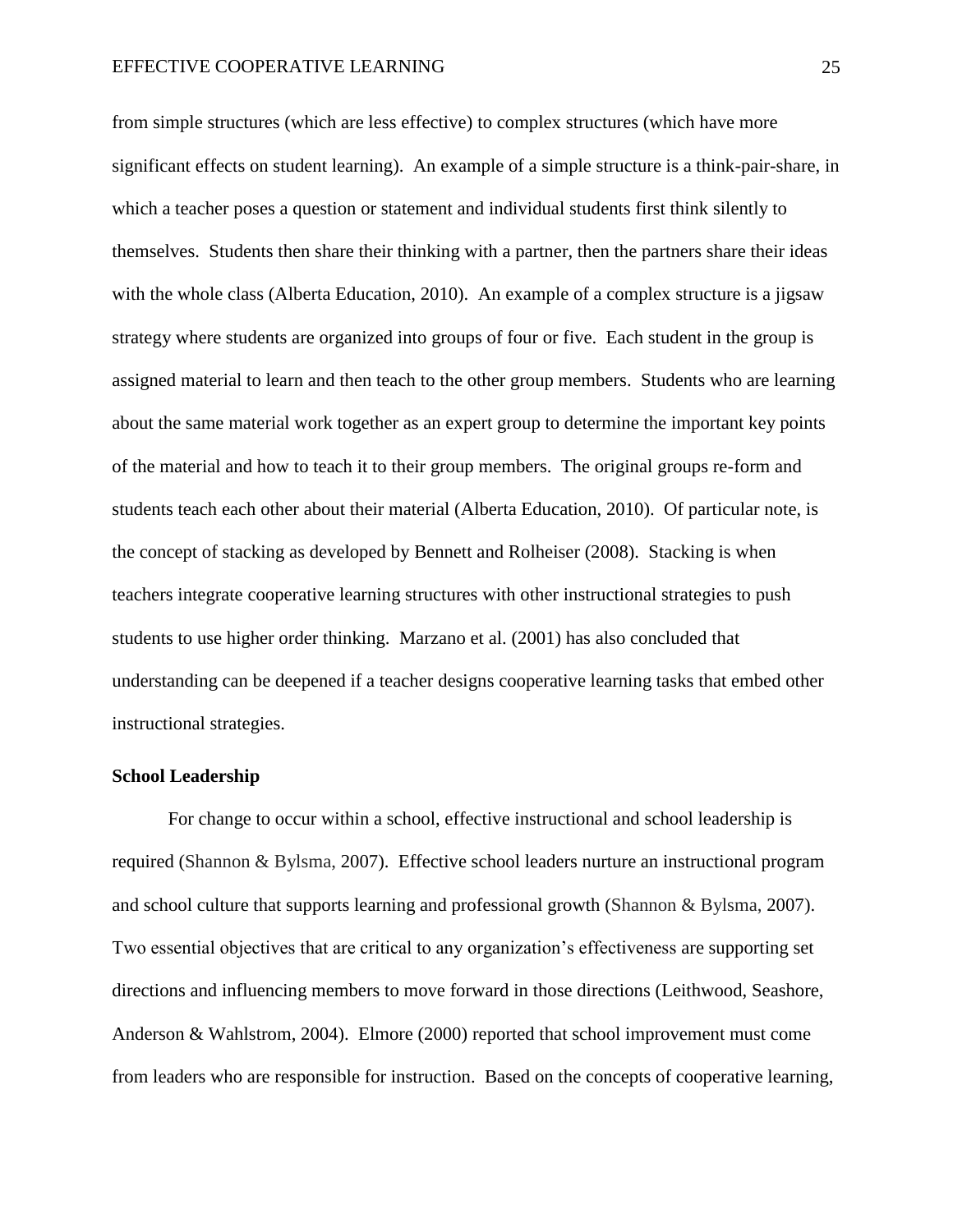from simple structures (which are less effective) to complex structures (which have more significant effects on student learning). An example of a simple structure is a think-pair-share, in which a teacher poses a question or statement and individual students first think silently to themselves. Students then share their thinking with a partner, then the partners share their ideas with the whole class (Alberta Education, 2010). An example of a complex structure is a jigsaw strategy where students are organized into groups of four or five. Each student in the group is assigned material to learn and then teach to the other group members. Students who are learning about the same material work together as an expert group to determine the important key points of the material and how to teach it to their group members. The original groups re-form and students teach each other about their material (Alberta Education, 2010). Of particular note, is the concept of stacking as developed by Bennett and Rolheiser (2008). Stacking is when teachers integrate cooperative learning structures with other instructional strategies to push students to use higher order thinking. Marzano et al. (2001) has also concluded that understanding can be deepened if a teacher designs cooperative learning tasks that embed other instructional strategies.

**School Leadership**

For change to occur within a school, effective instructional and school leadership is required (Shannon & Bylsma, 2007). Effective school leaders nurture an instructional program and school culture that supports learning and professional growth (Shannon & Bylsma, 2007). Two essential objectives that are critical to any organization's effectiveness are supporting set directions and influencing members to move forward in those directions (Leithwood, Seashore, Anderson & Wahlstrom, 2004). Elmore (2000) reported that school improvement must come from leaders who are responsible for instruction. Based on the concepts of cooperative learning,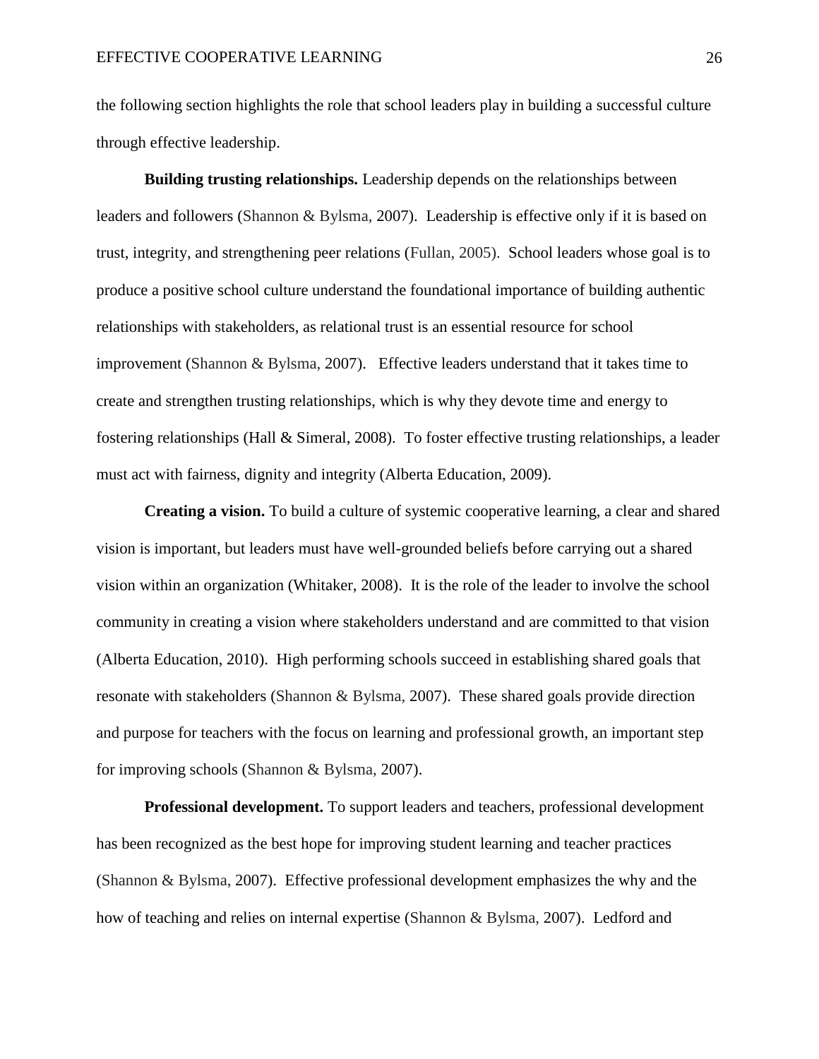the following section highlights the role that school leaders play in building a successful culture through effective leadership.

**Building trusting relationships.** Leadership depends on the relationships between leaders and followers (Shannon & Bylsma, 2007). Leadership is effective only if it is based on trust, integrity, and strengthening peer relations (Fullan, 2005). School leaders whose goal is to produce a positive school culture understand the foundational importance of building authentic relationships with stakeholders, as relational trust is an essential resource for school improvement (Shannon & Bylsma, 2007). Effective leaders understand that it takes time to create and strengthen trusting relationships, which is why they devote time and energy to fostering relationships (Hall & Simeral, 2008). To foster effective trusting relationships, a leader must act with fairness, dignity and integrity (Alberta Education, 2009).

**Creating a vision.** To build a culture of systemic cooperative learning, a clear and shared vision is important, but leaders must have well-grounded beliefs before carrying out a shared vision within an organization (Whitaker, 2008). It is the role of the leader to involve the school community in creating a vision where stakeholders understand and are committed to that vision (Alberta Education, 2010). High performing schools succeed in establishing shared goals that resonate with stakeholders (Shannon & Bylsma, 2007). These shared goals provide direction and purpose for teachers with the focus on learning and professional growth, an important step for improving schools (Shannon & Bylsma, 2007).

**Professional development.** To support leaders and teachers, professional development has been recognized as the best hope for improving student learning and teacher practices (Shannon & Bylsma, 2007). Effective professional development emphasizes the why and the how of teaching and relies on internal expertise (Shannon & Bylsma, 2007). Ledford and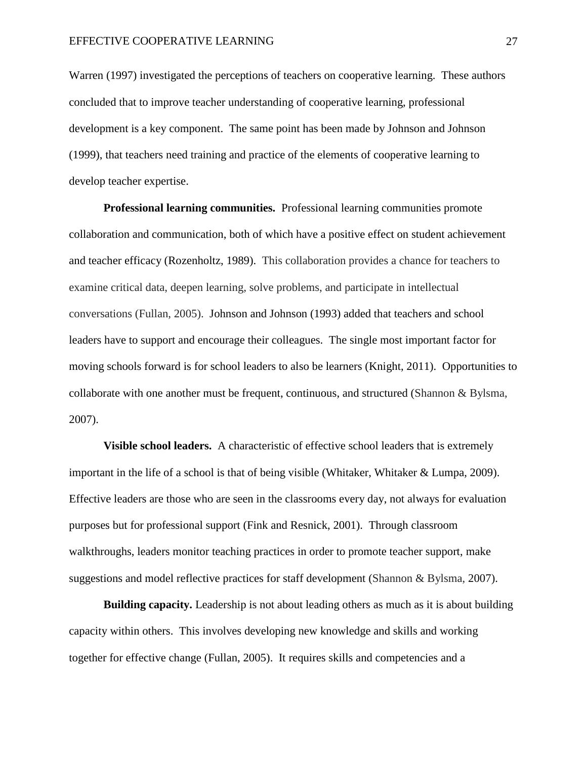Warren (1997) investigated the perceptions of teachers on cooperative learning. These authors concluded that to improve teacher understanding of cooperative learning, professional development is a key component. The same point has been made by Johnson and Johnson (1999), that teachers need training and practice of the elements of cooperative learning to develop teacher expertise.

**Professional learning communities.** Professional learning communities promote collaboration and communication, both of which have a positive effect on student achievement and teacher efficacy (Rozenholtz, 1989). This collaboration provides a chance for teachers to examine critical data, deepen learning, solve problems, and participate in intellectual conversations (Fullan, 2005). Johnson and Johnson (1993) added that teachers and school leaders have to support and encourage their colleagues. The single most important factor for moving schools forward is for school leaders to also be learners (Knight, 2011). Opportunities to collaborate with one another must be frequent, continuous, and structured (Shannon & Bylsma, 2007).

**Visible school leaders.** A characteristic of effective school leaders that is extremely important in the life of a school is that of being visible (Whitaker, Whitaker & Lumpa, 2009). Effective leaders are those who are seen in the classrooms every day, not always for evaluation purposes but for professional support (Fink and Resnick, 2001). Through classroom walkthroughs, leaders monitor teaching practices in order to promote teacher support, make suggestions and model reflective practices for staff development (Shannon & Bylsma, 2007).

**Building capacity.** Leadership is not about leading others as much as it is about building capacity within others. This involves developing new knowledge and skills and working together for effective change (Fullan, 2005). It requires skills and competencies and a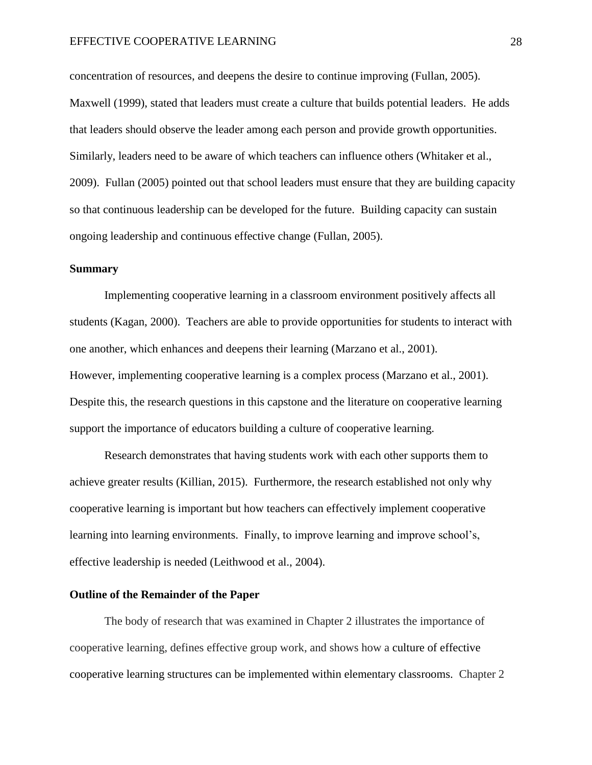concentration of resources, and deepens the desire to continue improving (Fullan, 2005). Maxwell (1999), stated that leaders must create a culture that builds potential leaders. He adds that leaders should observe the leader among each person and provide growth opportunities. Similarly, leaders need to be aware of which teachers can influence others (Whitaker et al., 2009). Fullan (2005) pointed out that school leaders must ensure that they are building capacity so that continuous leadership can be developed for the future. Building capacity can sustain ongoing leadership and continuous effective change (Fullan, 2005).

## Summary

Implementing cooperative learning in a classroom environment positively affects all students (Kagan, 2000). Teachers are able to provide opportunities for students to interact with one another, which enhances and deepens their learning (Marzano et al., 2001). However, implementing cooperative learning is a complex process (Marzano et al., 2001). Despite this, the research questions in this capstone and the literature on cooperative learning support the importance of educators building a culture of cooperative learning.

Research demonstrates that having students work with each other supports them to achieve greater results (Killian, 2015). Furthermore, the research established not only why cooperative learning is important but how teachers can effectively implement cooperative learning into learning environments. Finally, to improve learning and improve school's, effective leadership is needed (Leithwood et al., 2004).

## Outline of the Remainder of the Paper

The body of research that was examined in Chapter 2 illustrates the importance of cooperative learning, defines effective group work, and shows how a culture of effective cooperative learning structures can be implemented within elementary classrooms. Chapter 2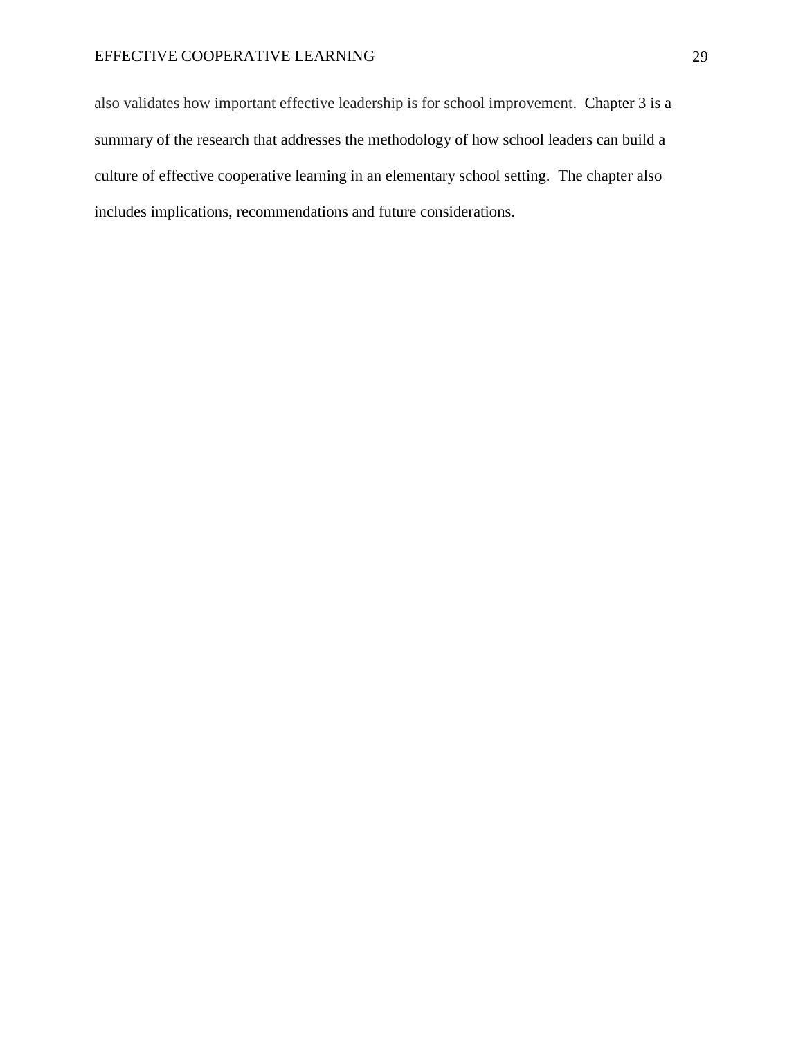also validates how important effective leadership is for school improvement. Chapter 3 is a summary of the research that addresses the methodology of how school leaders can build a culture of effective cooperative learning in an elementary school setting. The chapter also includes implications, recommendations and future considerations.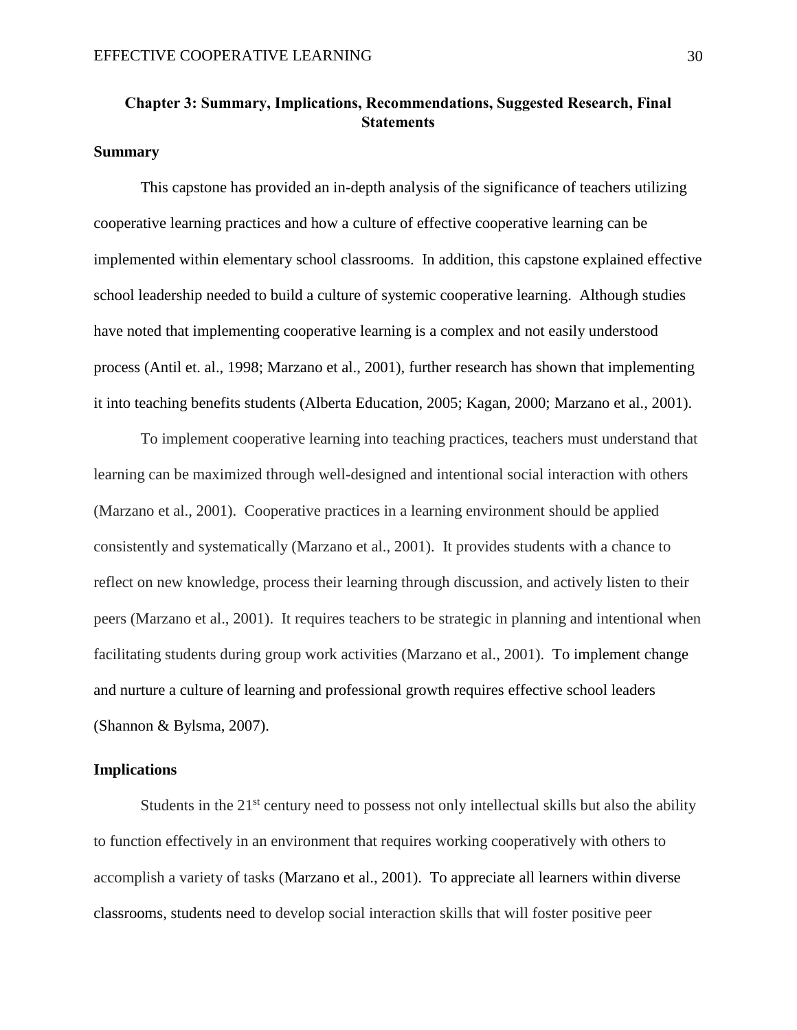# Chapter 3: Summary, Implications, Recommendations, Suggested Research, Final Statements

## Summary

This capstone has provided an in-depth analysis of the significance of teachers utilizing cooperative learning practices and how a culture of effective cooperative learning can be implemented within elementary school classrooms. In addition, this capstone explained effective school leadership needed to build a culture of systemic cooperative learning. Although studies have noted that implementing cooperative learning is a complex and not easily understood process (Antil et. al., 1998; Marzano et al., 2001), further research has shown that implementing it into teaching benefits students (Alberta Education, 2005; Kagan, 2000; Marzano et al., 2001).

To implement cooperative learning into teaching practices, teachers must understand that learning can be maximized through well-designed and intentional social interaction with others (Marzano et al., 2001). Cooperative practices in a learning environment should be applied consistently and systematically (Marzano et al., 2001). It provides students with a chance to reflect on new knowledge, process their learning through discussion, and actively listen to their peers (Marzano et al., 2001). It requires teachers to be strategic in planning and intentional when facilitating students during group work activities (Marzano et al., 2001). To implement change and nurture a culture of learning and professional growth requires effective school leaders (Shannon & Bylsma, 2007).

## Implications

Students in the 21st century need to possess not only intellectual skills but also the ability to function effectively in an environment that requires working cooperatively with others to accomplish a variety of tasks (Marzano et al., 2001). To appreciate all learners within diverse classrooms, students need to develop social interaction skills that will foster positive peer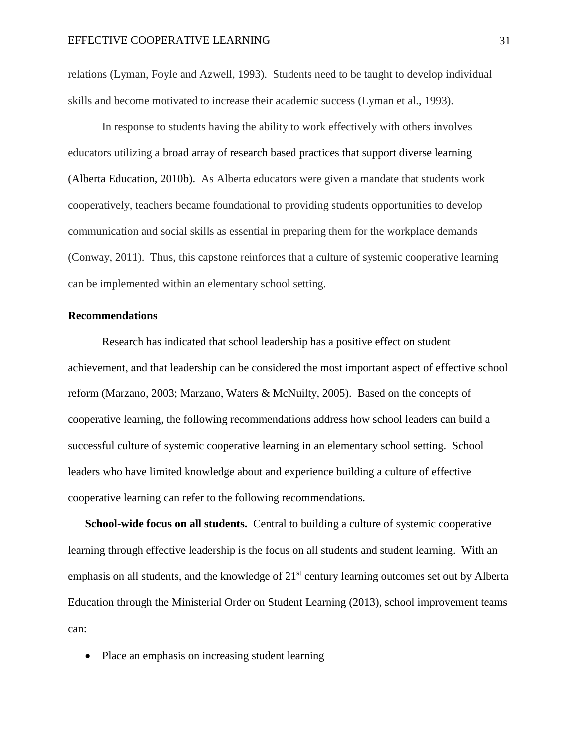relations (Lyman, Foyle and Azwell, 1993). Students need to be taught to develop individual skills and become motivated to increase their academic success (Lyman et al., 1993).

In response to students having the ability to work effectively with others involves educators utilizing a broad array of research based practices that support diverse learning (Alberta Education, 2010b). As Alberta educators were given a mandate that students work cooperatively, teachers became foundational to providing students opportunities to develop communication and social skills as essential in preparing them for the workplace demands (Conway, 2011). Thus, this capstone reinforces that a culture of systemic cooperative learning can be implemented within an elementary school setting.

## Recommendations

Research has indicated that school leadership has a positive effect on student achievement, and that leadership can be considered the most important aspect of effective school reform (Marzano, 2003; Marzano, Waters & McNuilty, 2005). Based on the concepts of cooperative learning, the following recommendations address how school leaders can build a successful culture of systemic cooperative learning in an elementary school setting. School leaders who have limited knowledge about and experience building a culture of effective cooperative learning can refer to the following recommendations.

**School-wide focus on all students.** Central to building a culture of systemic cooperative learning through effective leadership is the focus on all students and student learning. With an emphasis on all students, and the knowledge of 21st century learning outcomes set out by Alberta Education through the Ministerial Order on Student Learning (2013), school improvement teams can:

- Place an emphasis on increasing student learning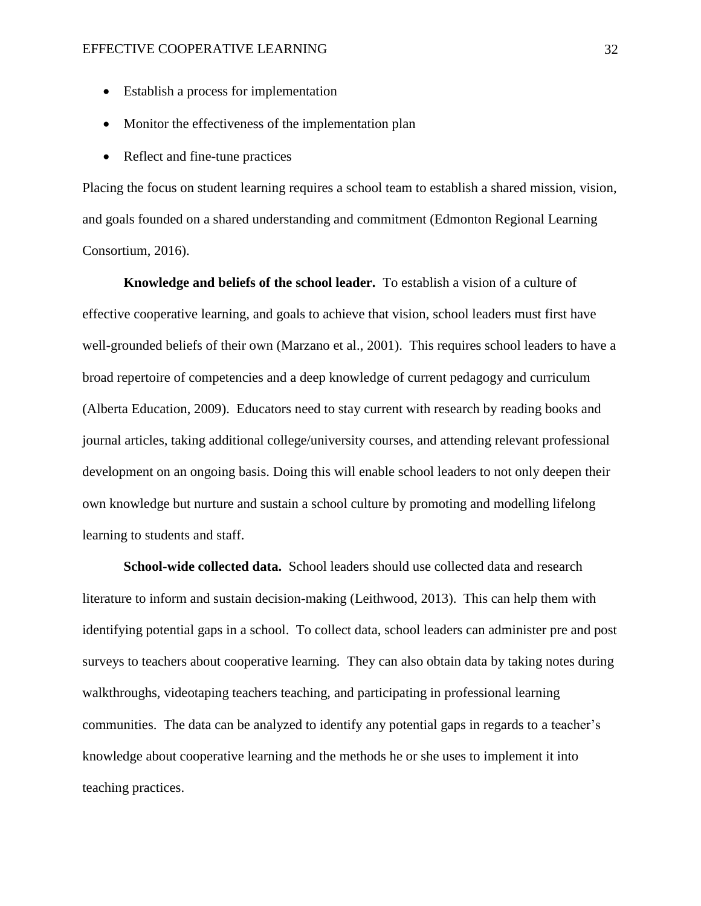- Establish a process for implementation
- Monitor the effectiveness of the implementation plan
- Reflect and fine-tune practices

Placing the focus on student learning requires a school team to establish a shared mission, vision, and goals founded on a shared understanding and commitment (Edmonton Regional Learning Consortium, 2016).

**Knowledge and beliefs of the school leader.** To establish a vision of a culture of effective cooperative learning, and goals to achieve that vision, school leaders must first have well-grounded beliefs of their own (Marzano et al., 2001). This requires school leaders to have a broad repertoire of competencies and a deep knowledge of current pedagogy and curriculum (Alberta Education, 2009). Educators need to stay current with research by reading books and journal articles, taking additional college/university courses, and attending relevant professional development on an ongoing basis. Doing this will enable school leaders to not only deepen their own knowledge but nurture and sustain a school culture by promoting and modelling lifelong learning to students and staff.

**School-wide collected data.** School leaders should use collected data and research literature to inform and sustain decision-making (Leithwood, 2013). This can help them with identifying potential gaps in a school. To collect data, school leaders can administer pre and post surveys to teachers about cooperative learning. They can also obtain data by taking notes during walkthroughs, videotaping teachers teaching, and participating in professional learning communities. The data can be analyzed to identify any potential gaps in regards to a teacher's knowledge about cooperative learning and the methods he or she uses to implement it into teaching practices.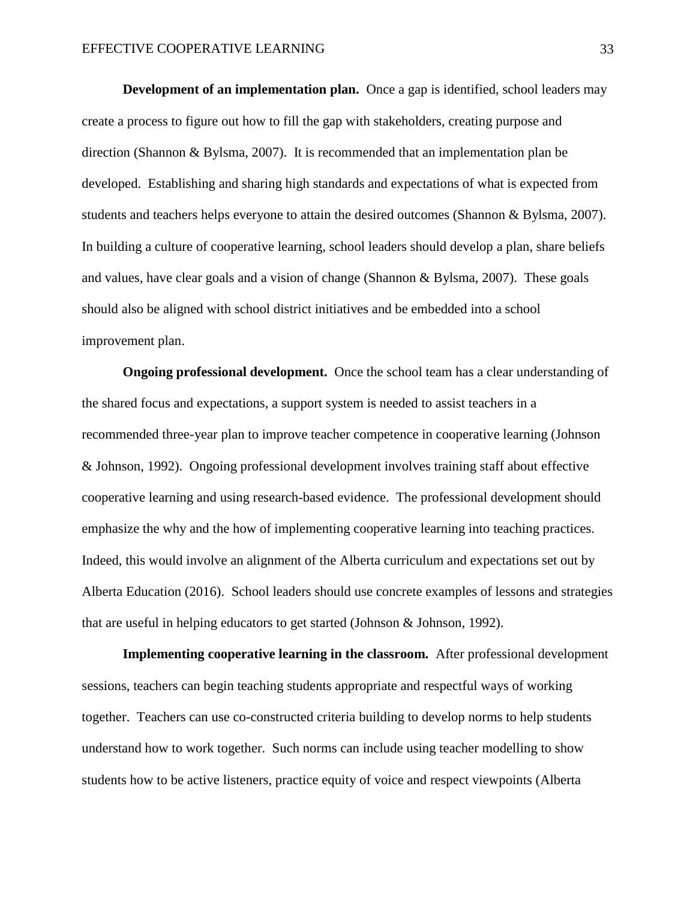**Development of an implementation plan.** Once a gap is identified, school leaders may create a process to figure out how to fill the gap with stakeholders, creating purpose and direction (Shannon & Bylsma, 2007). It is recommended that an implementation plan be developed. Establishing and sharing high standards and expectations of what is expected from students and teachers helps everyone to attain the desired outcomes (Shannon & Bylsma, 2007). In building a culture of cooperative learning, school leaders should develop a plan, share beliefs and values, have clear goals and a vision of change (Shannon & Bylsma, 2007). These goals should also be aligned with school district initiatives and be embedded into a school improvement plan.

**Ongoing professional development.** Once the school team has a clear understanding of the shared focus and expectations, a support system is needed to assist teachers in a recommended three-year plan to improve teacher competence in cooperative learning (Johnson & Johnson, 1992). Ongoing professional development involves training staff about effective cooperative learning and using research-based evidence. The professional development should emphasize the why and the how of implementing cooperative learning into teaching practices. Indeed, this would involve an alignment of the Alberta curriculum and expectations set out by Alberta Education (2016). School leaders should use concrete examples of lessons and strategies that are useful in helping educators to get started (Johnson & Johnson, 1992).

**Implementing cooperative learning in the classroom.** After professional development sessions, teachers can begin teaching students appropriate and respectful ways of working together. Teachers can use co-constructed criteria building to develop norms to help students understand how to work together. Such norms can include using teacher modelling to show students how to be active listeners, practice equity of voice and respect viewpoints (Alberta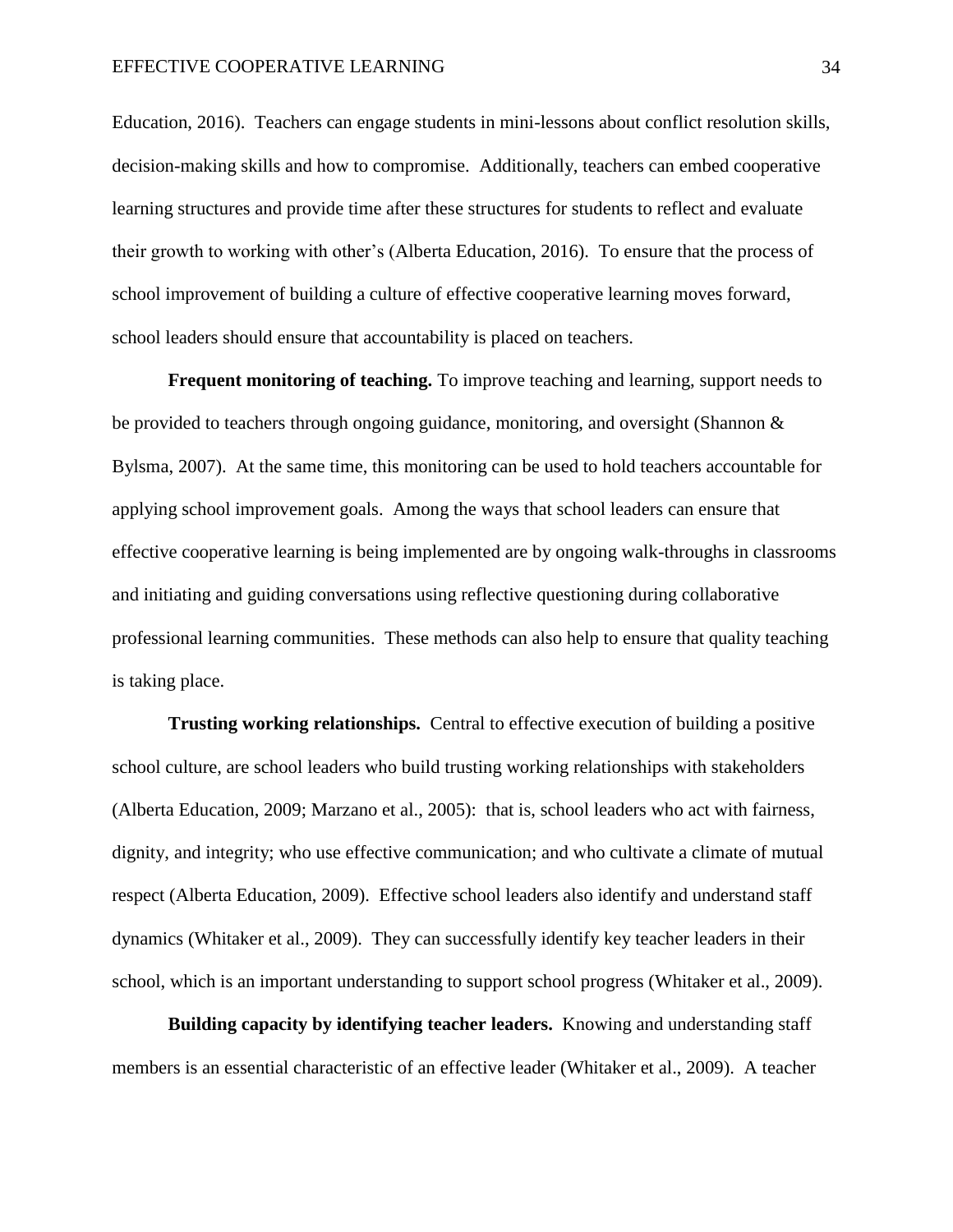Education, 2016). Teachers can engage students in mini-lessons about conflict resolution skills, decision-making skills and how to compromise. Additionally, teachers can embed cooperative learning structures and provide time after these structures for students to reflect and evaluate their growth to working with other's (Alberta Education, 2016). To ensure that the process of school improvement of building a culture of effective cooperative learning moves forward, school leaders should ensure that accountability is placed on teachers.

**Frequent monitoring of teaching.** To improve teaching and learning, support needs to be provided to teachers through ongoing guidance, monitoring, and oversight (Shannon & Bylsma, 2007). At the same time, this monitoring can be used to hold teachers accountable for applying school improvement goals. Among the ways that school leaders can ensure that effective cooperative learning is being implemented are by ongoing walk-throughs in classrooms and initiating and guiding conversations using reflective questioning during collaborative professional learning communities. These methods can also help to ensure that quality teaching is taking place.

**Trusting working relationships.** Central to effective execution of building a positive school culture, are school leaders who build trusting working relationships with stakeholders (Alberta Education, 2009; Marzano et al., 2005): that is, school leaders who act with fairness, dignity, and integrity; who use effective communication; and who cultivate a climate of mutual respect (Alberta Education, 2009). Effective school leaders also identify and understand staff dynamics (Whitaker et al., 2009). They can successfully identify key teacher leaders in their school, which is an important understanding to support school progress (Whitaker et al., 2009).

**Building capacity by identifying teacher leaders.** Knowing and understanding staff members is an essential characteristic of an effective leader (Whitaker et al., 2009). A teacher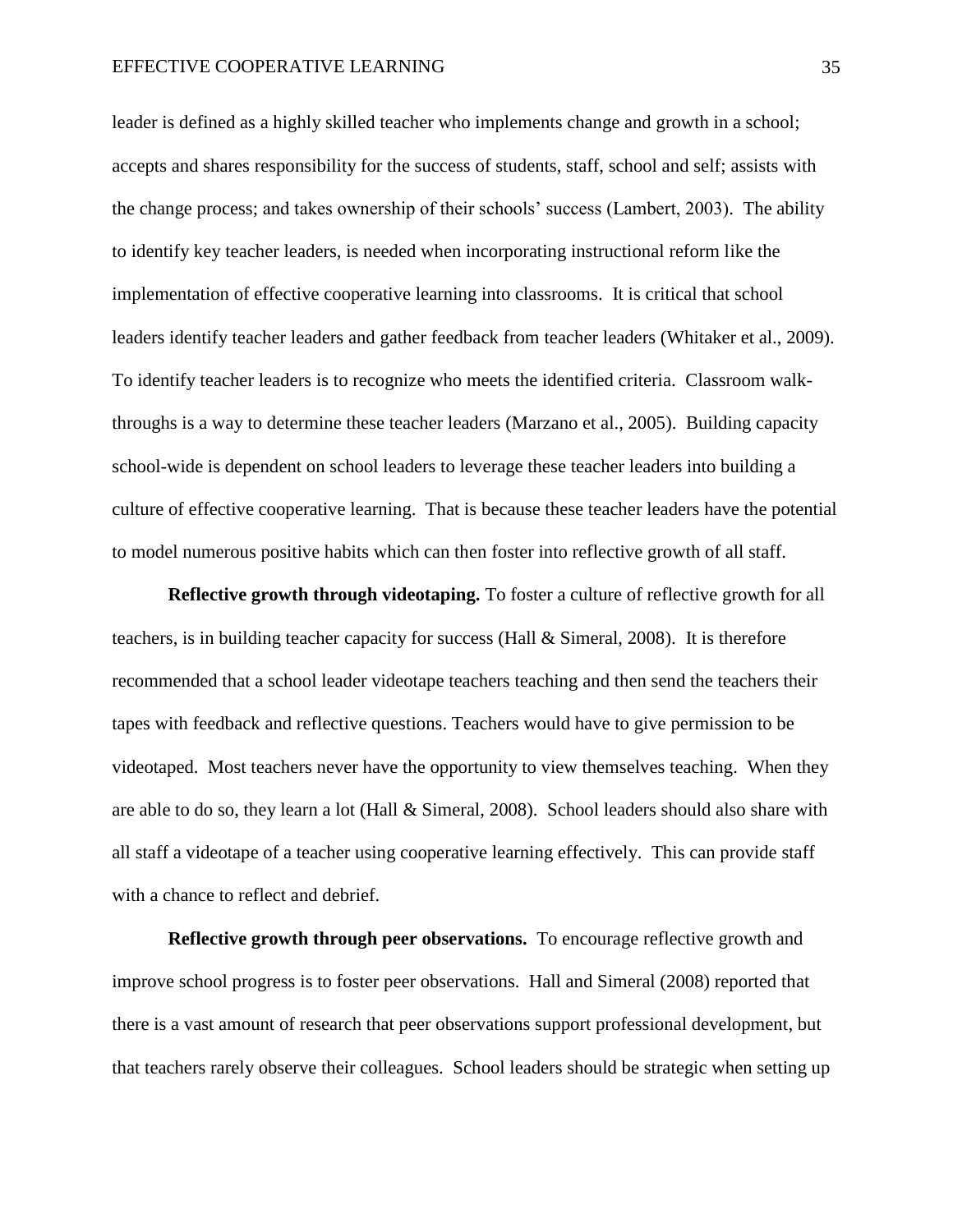leader is defined as a highly skilled teacher who implements change and growth in a school; accepts and shares responsibility for the success of students, staff, school and self; assists with the change process; and takes ownership of their schools' success (Lambert, 2003). The ability to identify key teacher leaders, is needed when incorporating instructional reform like the implementation of effective cooperative learning into classrooms. It is critical that school leaders identify teacher leaders and gather feedback from teacher leaders (Whitaker et al., 2009). To identify teacher leaders is to recognize who meets the identified criteria. Classroom walk-throughs is a way to determine these teacher leaders (Marzano et al., 2005). Building capacity school-wide is dependent on school leaders to leverage these teacher leaders into building a culture of effective cooperative learning. That is because these teacher leaders have the potential to model numerous positive habits which can then foster into reflective growth of all staff.

**Reflective growth through videotaping.** To foster a culture of reflective growth for all teachers, is in building teacher capacity for success (Hall & Simeral, 2008). It is therefore recommended that a school leader videotape teachers teaching and then send the teachers their tapes with feedback and reflective questions. Teachers would have to give permission to be videotaped. Most teachers never have the opportunity to view themselves teaching. When they are able to do so, they learn a lot (Hall & Simeral, 2008). School leaders should also share with all staff a videotape of a teacher using cooperative learning effectively. This can provide staff with a chance to reflect and debrief.

**Reflective growth through peer observations.** To encourage reflective growth and improve school progress is to foster peer observations. Hall and Simeral (2008) reported that there is a vast amount of research that peer observations support professional development, but that teachers rarely observe their colleagues. School leaders should be strategic when setting up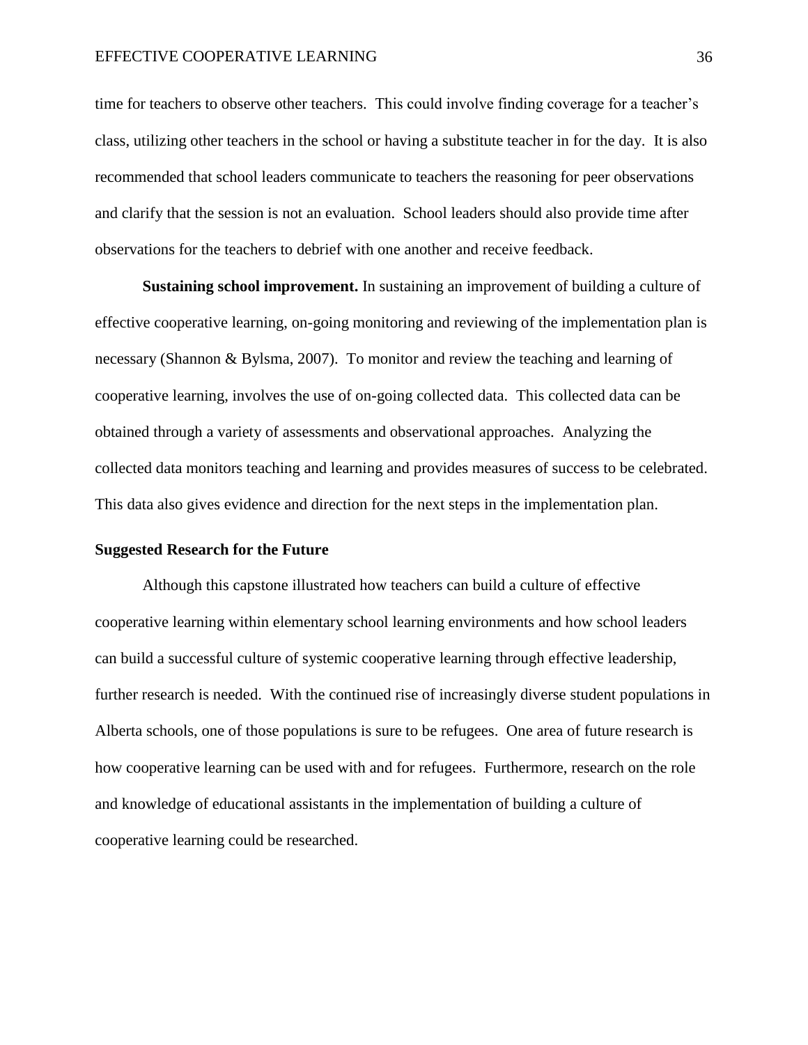time for teachers to observe other teachers. This could involve finding coverage for a teacher's class, utilizing other teachers in the school or having a substitute teacher in for the day. It is also recommended that school leaders communicate to teachers the reasoning for peer observations and clarify that the session is not an evaluation. School leaders should also provide time after observations for the teachers to debrief with one another and receive feedback.

**Sustaining school improvement.** In sustaining an improvement of building a culture of effective cooperative learning, on-going monitoring and reviewing of the implementation plan is necessary (Shannon & Bylsma, 2007). To monitor and review the teaching and learning of cooperative learning, involves the use of on-going collected data. This collected data can be obtained through a variety of assessments and observational approaches. Analyzing the collected data monitors teaching and learning and provides measures of success to be celebrated. This data also gives evidence and direction for the next steps in the implementation plan.

## Suggested Research for the Future

Although this capstone illustrated how teachers can build a culture of effective cooperative learning within elementary school learning environments and how school leaders can build a successful culture of systemic cooperative learning through effective leadership, further research is needed. With the continued rise of increasingly diverse student populations in Alberta schools, one of those populations is sure to be refugees. One area of future research is how cooperative learning can be used with and for refugees. Furthermore, research on the role and knowledge of educational assistants in the implementation of building a culture of cooperative learning could be researched.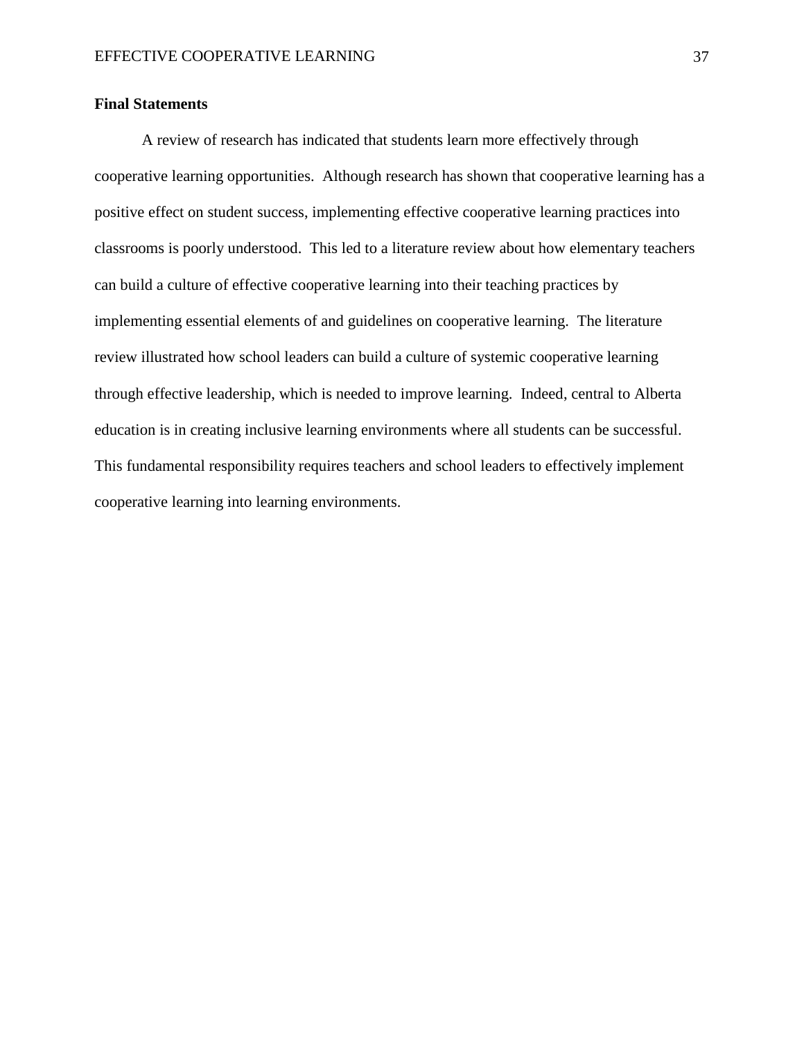**Final Statements**

A review of research has indicated that students learn more effectively through cooperative learning opportunities. Although research has shown that cooperative learning has a positive effect on student success, implementing effective cooperative learning practices into classrooms is poorly understood. This led to a literature review about how elementary teachers can build a culture of effective cooperative learning into their teaching practices by implementing essential elements of and guidelines on cooperative learning. The literature review illustrated how school leaders can build a culture of systemic cooperative learning through effective leadership, which is needed to improve learning. Indeed, central to Alberta education is in creating inclusive learning environments where all students can be successful. This fundamental responsibility requires teachers and school leaders to effectively implement cooperative learning into learning environments.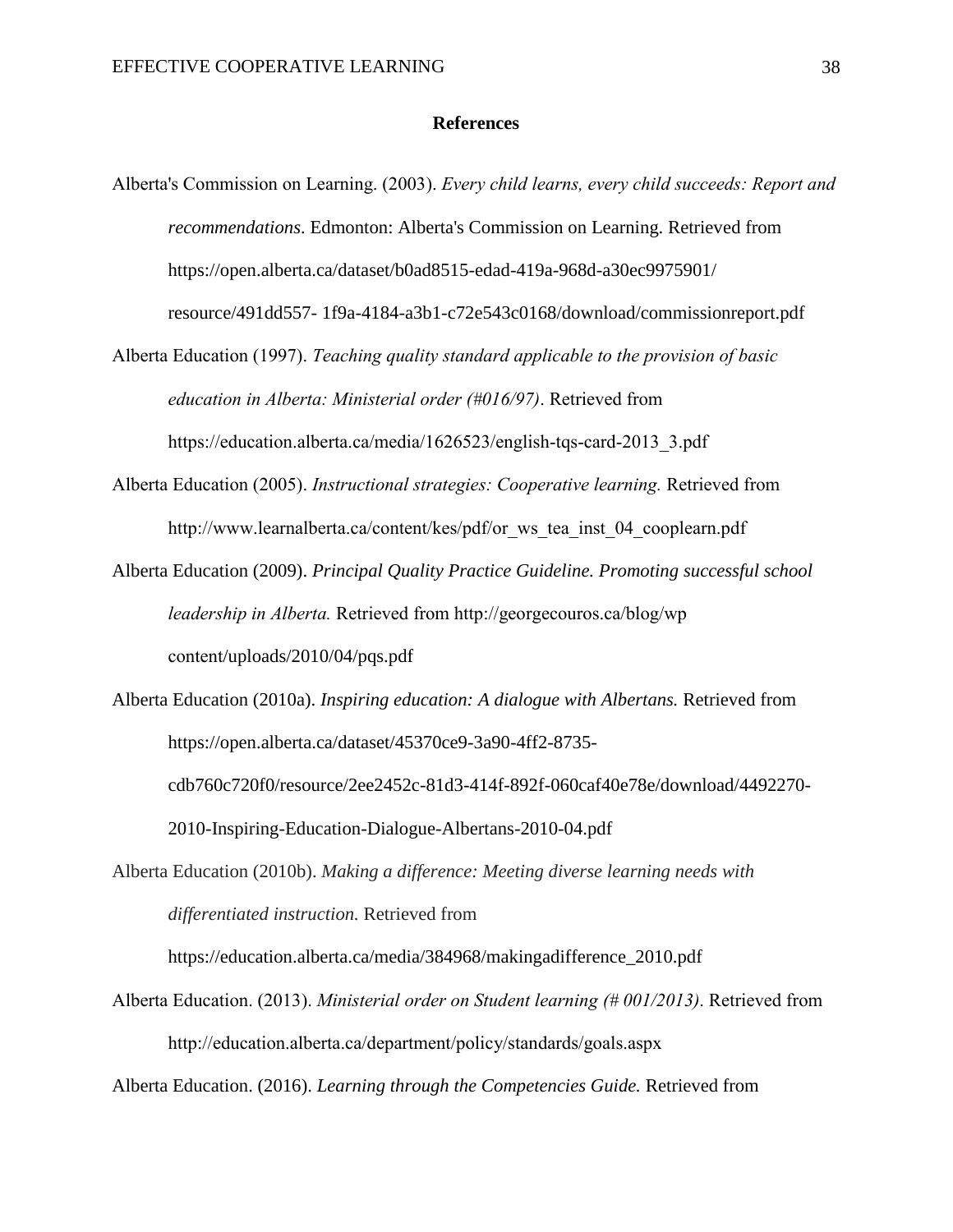## References

Alberta's Commission on Learning. (2003). *Every child learns, every child succeeds: Report and recommendations*. Edmonton: Alberta's Commission on Learning. Retrieved from https://open.alberta.ca/dataset/b0ad8515-edad-419a-968d-a30ec9975901/resource/491dd557- 1f9a-4184-a3b1-c72e543c0168/download/commissionreport.pdf

Alberta Education (1997). *Teaching quality standard applicable to the provision of basic education in Alberta: Ministerial order (#016/97)*. Retrieved from https://education.alberta.ca/media/1626523/english-tqs-card-2013_3.pdf

Alberta Education (2005). *Instructional strategies: Cooperative learning.* Retrieved from http://www.learnalberta.ca/content/kes/pdf/or_ws_tea_inst_04_cooplearn.pdf

Alberta Education (2009). *Principal Quality Practice Guideline. Promoting successful school leadership in Alberta.* Retrieved from http://georgecouros.ca/blog/wp content/uploads/2010/04/pqs.pdf

Alberta Education (2010a). *Inspiring education: A dialogue with Albertans.* Retrieved from https://open.alberta.ca/dataset/45370ce9-3a90-4ff2-8735-cdb760c720f0/resource/2ee2452c-81d3-414f-892f-060caf40e78e/download/4492270-2010-Inspiring-Education-Dialogue-Albertans-2010-04.pdf

Alberta Education (2010b). *Making a difference: Meeting diverse learning needs with differentiated instruction.* Retrieved from https://education.alberta.ca/media/384968/makingadifference_2010.pdf

Alberta Education. (2013). *Ministerial order on Student learning (# 001/2013)*. Retrieved from http://education.alberta.ca/department/policy/standards/goals.aspx

Alberta Education. (2016). *Learning through the Competencies Guide.* Retrieved from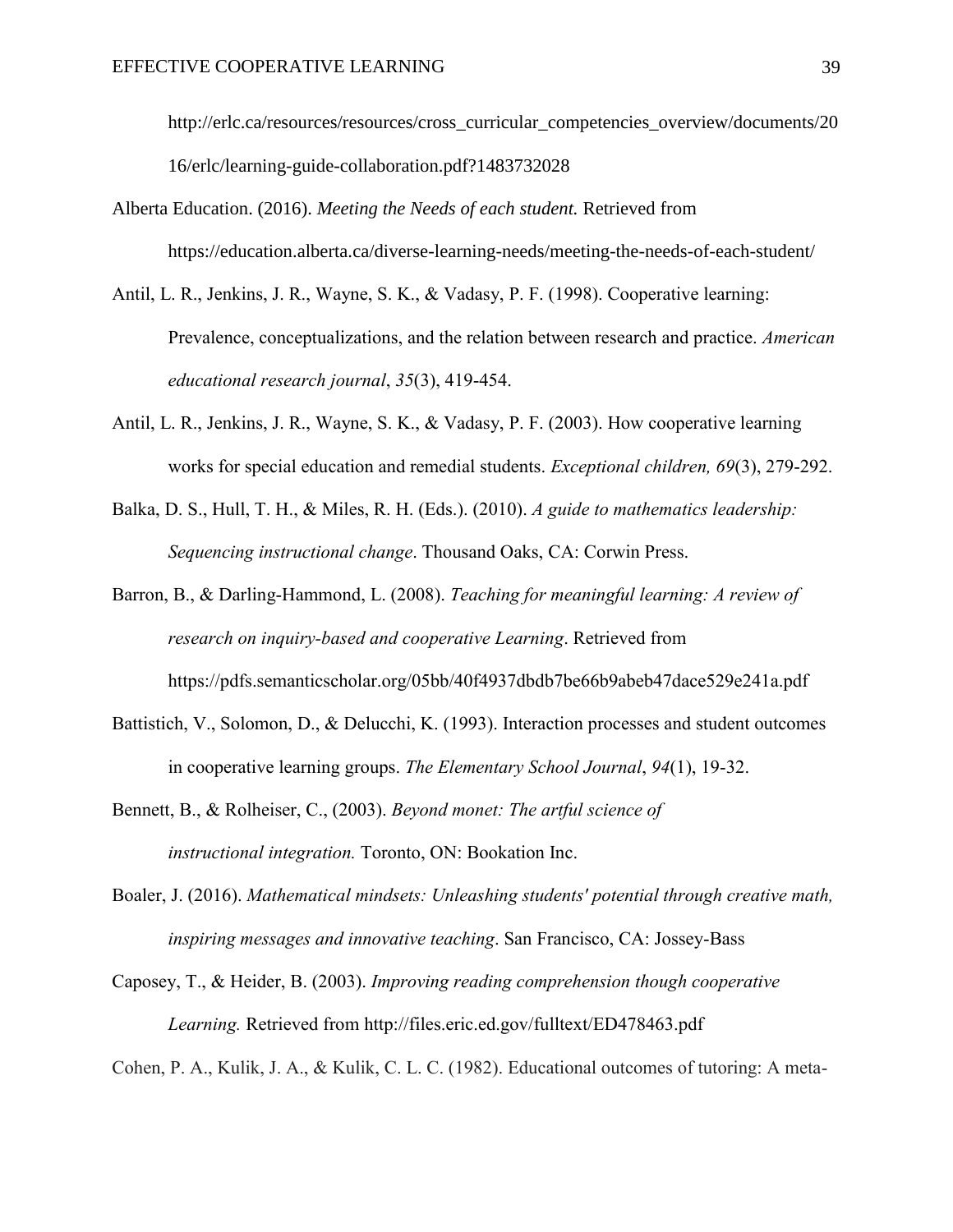http://erlc.ca/resources/resources/cross_curricular_competencies_overview/documents/2016/erlc/learning-guide-collaboration.pdf?1483732028

Alberta Education. (2016). *Meeting the Needs of each student.* Retrieved from https://education.alberta.ca/diverse-learning-needs/meeting-the-needs-of-each-student/

Antil, L. R., Jenkins, J. R., Wayne, S. K., & Vadasy, P. F. (1998). Cooperative learning: Prevalence, conceptualizations, and the relation between research and practice. *American educational research journal*, *35*(3), 419-454.

Antil, L. R., Jenkins, J. R., Wayne, S. K., & Vadasy, P. F. (2003). How cooperative learning works for special education and remedial students. *Exceptional children, 69*(3), 279-292.

Balka, D. S., Hull, T. H., & Miles, R. H. (Eds.). (2010). *A guide to mathematics leadership: Sequencing instructional change*. Thousand Oaks, CA: Corwin Press.

Barron, B., & Darling-Hammond, L. (2008). *Teaching for meaningful learning: A review of research on inquiry-based and cooperative Learning*. Retrieved from https://pdfs.semanticscholar.org/05bb/40f4937dbdb7be66b9abeb47dace529e241a.pdf

Battistich, V., Solomon, D., & Delucchi, K. (1993). Interaction processes and student outcomes in cooperative learning groups. *The Elementary School Journal*, *94*(1), 19-32.

Bennett, B., & Rolheiser, C., (2003). *Beyond monet: The artful science of instructional integration.* Toronto, ON: Bookation Inc.

Boaler, J. (2016). *Mathematical mindsets: Unleashing students' potential through creative math, inspiring messages and innovative teaching*. San Francisco, CA: Jossey-Bass

Caposey, T., & Heider, B. (2003). *Improving reading comprehension though cooperative Learning.* Retrieved from http://files.eric.ed.gov/fulltext/ED478463.pdf

Cohen, P. A., Kulik, J. A., & Kulik, C. L. C. (1982). Educational outcomes of tutoring: A meta-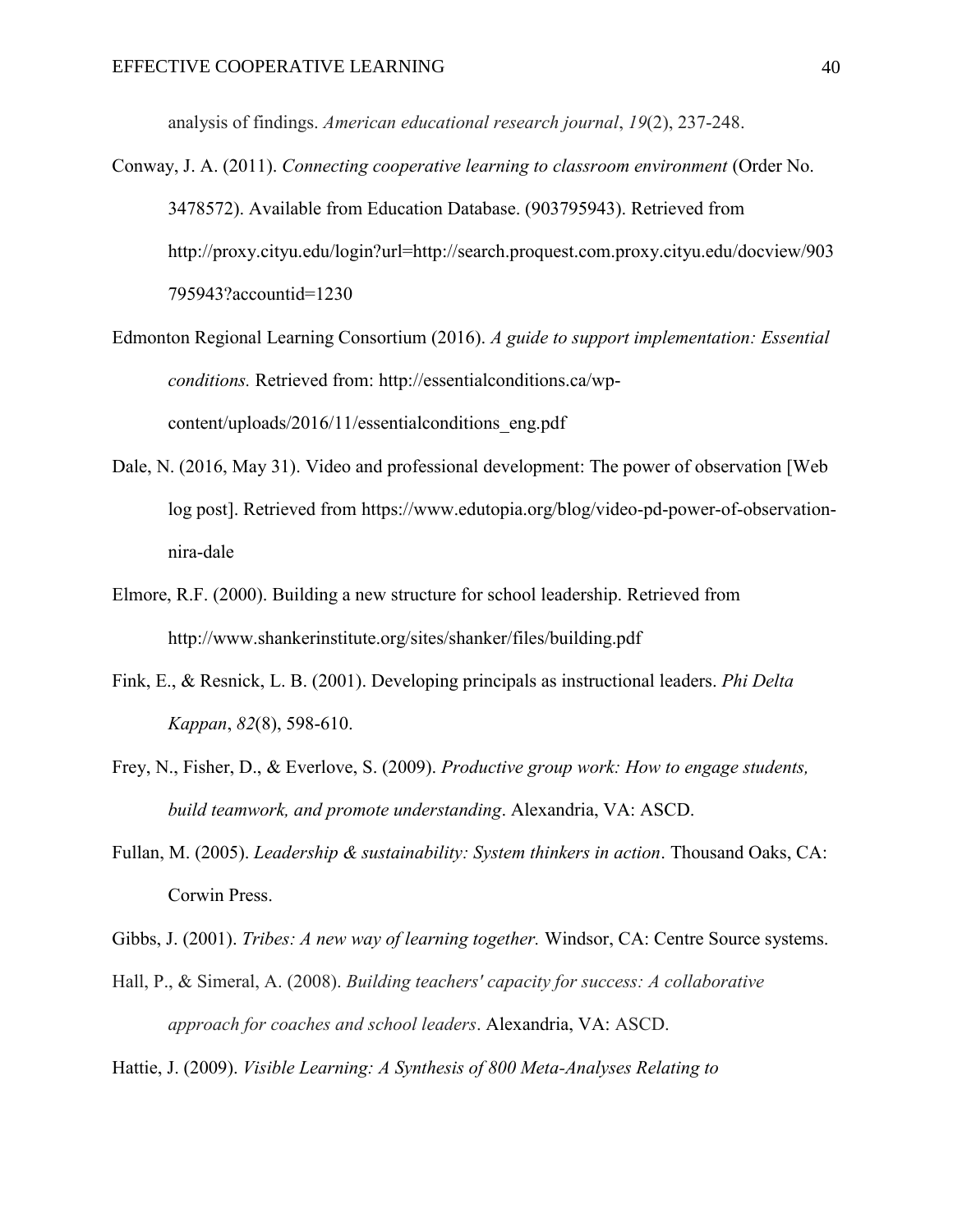analysis of findings. *American educational research journal*, *19*(2), 237-248.

Conway, J. A. (2011). *Connecting cooperative learning to classroom environment* (Order No. 3478572). Available from Education Database. (903795943). Retrieved from http://proxy.cityu.edu/login?url=http://search.proquest.com.proxy.cityu.edu/docview/903795943?accountid=1230

Edmonton Regional Learning Consortium (2016). *A guide to support implementation: Essential conditions.* Retrieved from: http://essentialconditions.ca/wp-content/uploads/2016/11/essentialconditions_eng.pdf

Dale, N. (2016, May 31). Video and professional development: The power of observation [Web log post]. Retrieved from https://www.edutopia.org/blog/video-pd-power-of-observation-nira-dale

Elmore, R.F. (2000). Building a new structure for school leadership. Retrieved from http://www.shankerinstitute.org/sites/shanker/files/building.pdf

Fink, E., & Resnick, L. B. (2001). Developing principals as instructional leaders. *Phi Delta Kappan*, *82*(8), 598-610.

Frey, N., Fisher, D., & Everlove, S. (2009). *Productive group work: How to engage students, build teamwork, and promote understanding*. Alexandria, VA: ASCD.

Fullan, M. (2005). *Leadership & sustainability: System thinkers in action*. Thousand Oaks, CA: Corwin Press.

Gibbs, J. (2001). *Tribes: A new way of learning together.* Windsor, CA: Centre Source systems.

Hall, P., & Simeral, A. (2008). *Building teachers' capacity for success: A collaborative approach for coaches and school leaders*. Alexandria, VA: ASCD.

Hattie, J. (2009). *Visible Learning: A Synthesis of 800 Meta-Analyses Relating to*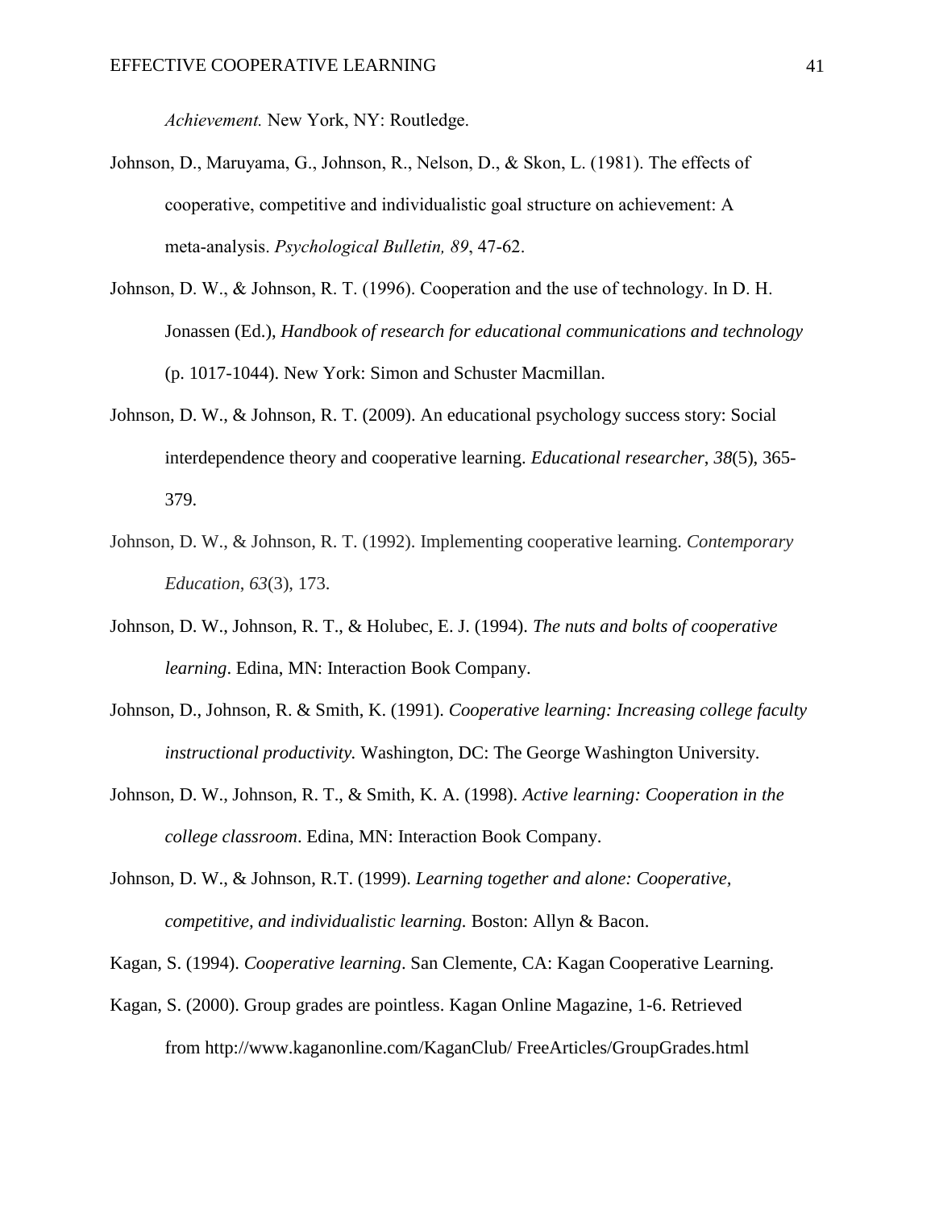*Achievement.* New York, NY: Routledge.

Johnson, D., Maruyama, G., Johnson, R., Nelson, D., & Skon, L. (1981). The effects of cooperative, competitive and individualistic goal structure on achievement: A meta-analysis. *Psychological Bulletin, 89*, 47-62.

Johnson, D. W., & Johnson, R. T. (1996). Cooperation and the use of technology. In D. H. Jonassen (Ed.), *Handbook of research for educational communications and technology* (p. 1017-1044). New York: Simon and Schuster Macmillan.

Johnson, D. W., & Johnson, R. T. (2009). An educational psychology success story: Social interdependence theory and cooperative learning. *Educational researcher*, *38*(5), 365-379.

Johnson, D. W., & Johnson, R. T. (1992). Implementing cooperative learning. *Contemporary Education*, *63*(3), 173.

Johnson, D. W., Johnson, R. T., & Holubec, E. J. (1994). *The nuts and bolts of cooperative learning*. Edina, MN: Interaction Book Company.

Johnson, D., Johnson, R. & Smith, K. (1991). *Cooperative learning: Increasing college faculty instructional productivity.* Washington, DC: The George Washington University.

Johnson, D. W., Johnson, R. T., & Smith, K. A. (1998). *Active learning: Cooperation in the college classroom*. Edina, MN: Interaction Book Company.

Johnson, D. W., & Johnson, R.T. (1999). *Learning together and alone: Cooperative, competitive, and individualistic learning.* Boston: Allyn & Bacon.

Kagan, S. (1994). *Cooperative learning*. San Clemente, CA: Kagan Cooperative Learning.

Kagan, S. (2000). Group grades are pointless. Kagan Online Magazine, 1-6. Retrieved from http://www.kaganonline.com/KaganClub/ FreeArticles/GroupGrades.html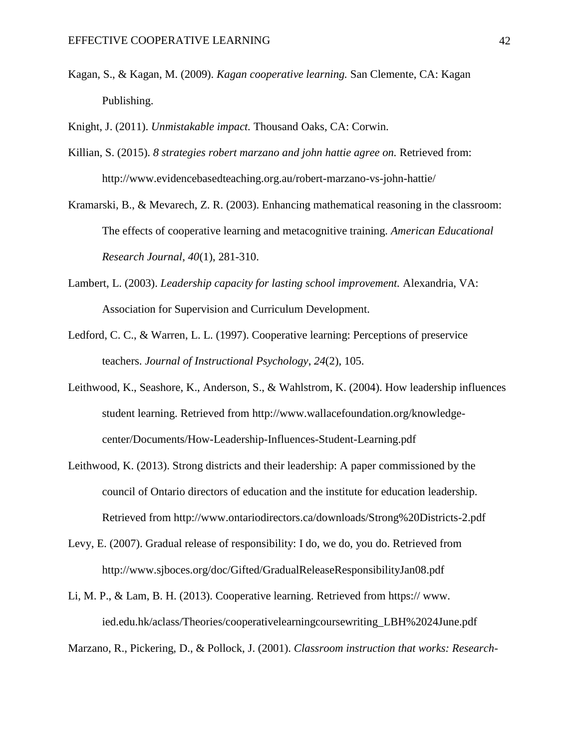Kagan, S., & Kagan, M. (2009). *Kagan cooperative learning.* San Clemente, CA: Kagan Publishing.

Knight, J. (2011). *Unmistakable impact.* Thousand Oaks, CA: Corwin.

Killian, S. (2015). *8 strategies robert marzano and john hattie agree on.* Retrieved from: http://www.evidencebasedteaching.org.au/robert-marzano-vs-john-hattie/

Kramarski, B., & Mevarech, Z. R. (2003). Enhancing mathematical reasoning in the classroom: The effects of cooperative learning and metacognitive training. *American Educational Research Journal*, *40*(1), 281-310.

Lambert, L. (2003). *Leadership capacity for lasting school improvement.* Alexandria, VA: Association for Supervision and Curriculum Development.

Ledford, C. C., & Warren, L. L. (1997). Cooperative learning: Perceptions of preservice teachers. *Journal of Instructional Psychology*, *24*(2), 105.

Leithwood, K., Seashore, K., Anderson, S., & Wahlstrom, K. (2004). How leadership influences student learning. Retrieved from http://www.wallacefoundation.org/knowledge-center/Documents/How-Leadership-Influences-Student-Learning.pdf

Leithwood, K. (2013). Strong districts and their leadership: A paper commissioned by the council of Ontario directors of education and the institute for education leadership. Retrieved from http://www.ontariodirectors.ca/downloads/Strong%20Districts-2.pdf

Levy, E. (2007). Gradual release of responsibility: I do, we do, you do. Retrieved from http://www.sjboces.org/doc/Gifted/GradualReleaseResponsibilityJan08.pdf

Li, M. P., & Lam, B. H. (2013). Cooperative learning. Retrieved from https:// www. ied.edu.hk/aclass/Theories/cooperativelearningcoursewriting_LBH%2024June.pdf

Marzano, R., Pickering, D., & Pollock, J. (2001). *Classroom instruction that works: Research-*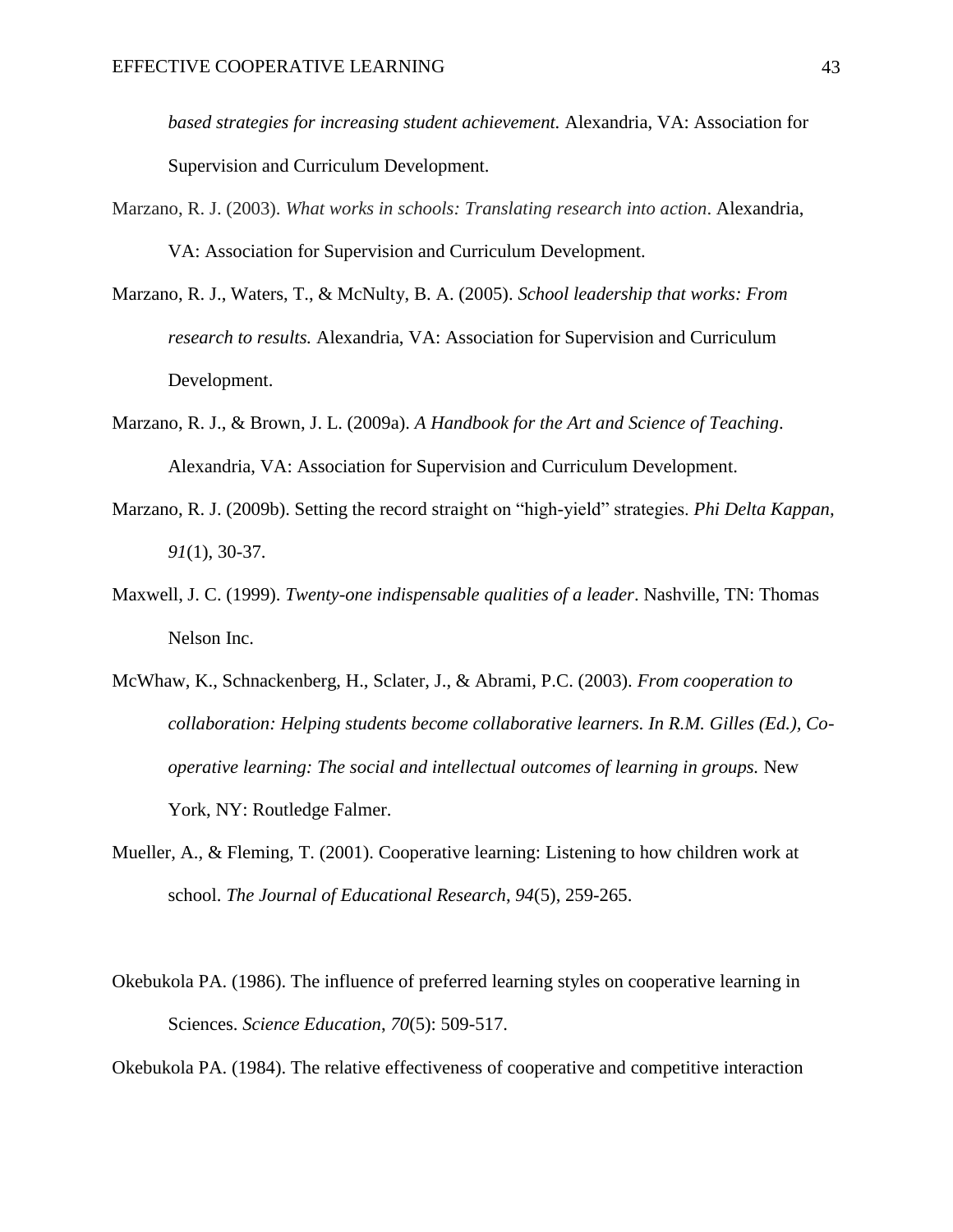*based strategies for increasing student achievement.* Alexandria, VA: Association for Supervision and Curriculum Development.

Marzano, R. J. (2003). *What works in schools: Translating research into action*. Alexandria, VA: Association for Supervision and Curriculum Development.

Marzano, R. J., Waters, T., & McNulty, B. A. (2005). *School leadership that works: From research to results.* Alexandria, VA: Association for Supervision and Curriculum Development.

Marzano, R. J., & Brown, J. L. (2009a). *A Handbook for the Art and Science of Teaching*. Alexandria, VA: Association for Supervision and Curriculum Development.

Marzano, R. J. (2009b). Setting the record straight on "high-yield" strategies. *Phi Delta Kappan*, *91*(1), 30-37.

Maxwell, J. C. (1999). *Twenty-one indispensable qualities of a leader*. Nashville, TN: Thomas Nelson Inc.

McWhaw, K., Schnackenberg, H., Sclater, J., & Abrami, P.C. (2003). *From cooperation to collaboration: Helping students become collaborative learners. In R.M. Gilles (Ed.), Co-operative learning: The social and intellectual outcomes of learning in groups.* New York, NY: Routledge Falmer.

Mueller, A., & Fleming, T. (2001). Cooperative learning: Listening to how children work at school. *The Journal of Educational Research*, *94*(5), 259-265.

Okebukola PA. (1986). The influence of preferred learning styles on cooperative learning in Sciences. *Science Education*, *70*(5): 509-517.

Okebukola PA. (1984). The relative effectiveness of cooperative and competitive interaction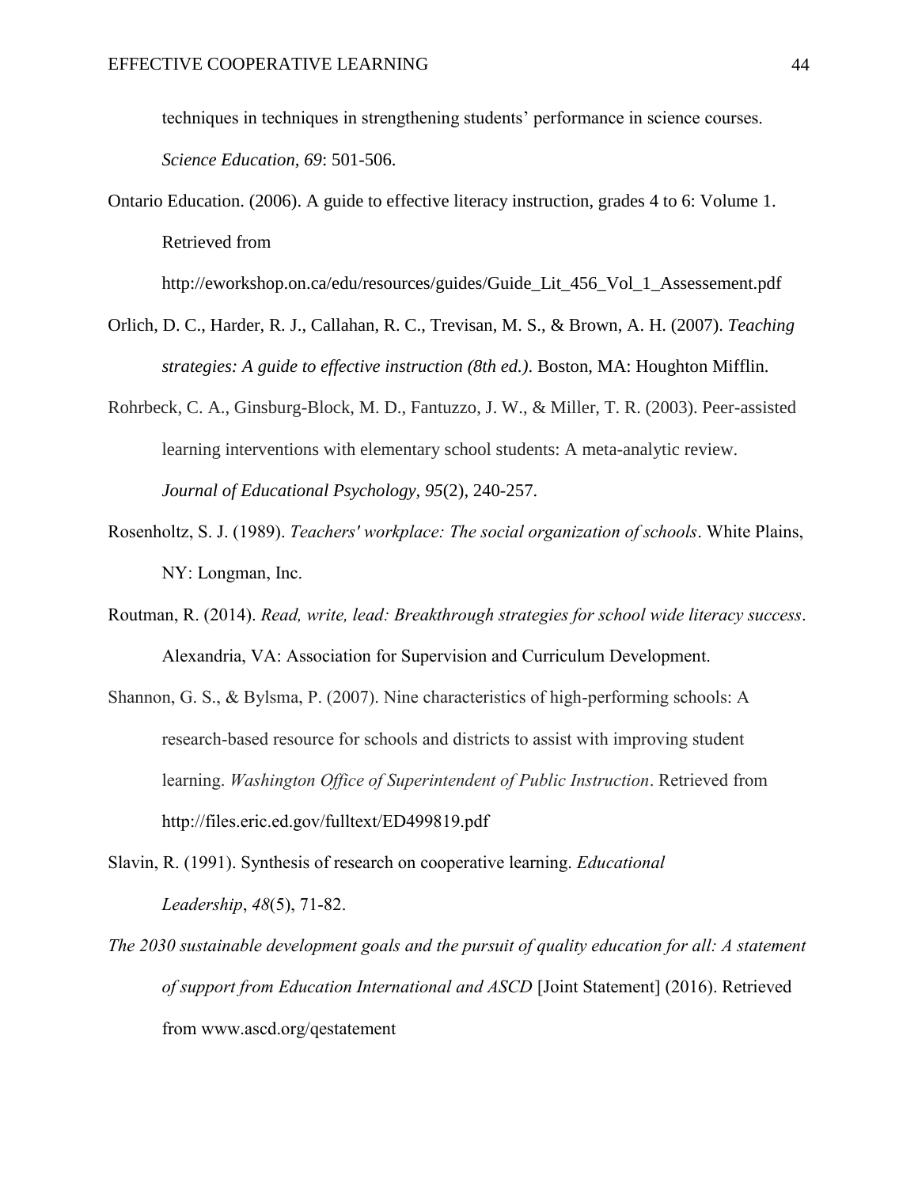techniques in techniques in strengthening students' performance in science courses. *Science Education, 69*: 501-506.

Ontario Education. (2006). A guide to effective literacy instruction, grades 4 to 6: Volume 1. Retrieved from http://eworkshop.on.ca/edu/resources/guides/Guide_Lit_456_Vol_1_Assessement.pdf

Orlich, D. C., Harder, R. J., Callahan, R. C., Trevisan, M. S., & Brown, A. H. (2007). *Teaching strategies: A guide to effective instruction (8th ed.)*. Boston, MA: Houghton Mifflin.

Rohrbeck, C. A., Ginsburg-Block, M. D., Fantuzzo, J. W., & Miller, T. R. (2003). Peer-assisted learning interventions with elementary school students: A meta-analytic review. *Journal of Educational Psychology, 95*(2), 240-257.

Rosenholtz, S. J. (1989). *Teachers' workplace: The social organization of schools*. White Plains, NY: Longman, Inc.

Routman, R. (2014). *Read, write, lead: Breakthrough strategies for school wide literacy success*. Alexandria, VA: Association for Supervision and Curriculum Development.

Shannon, G. S., & Bylsma, P. (2007). Nine characteristics of high-performing schools: A research-based resource for schools and districts to assist with improving student learning. *Washington Office of Superintendent of Public Instruction*. Retrieved from http://files.eric.ed.gov/fulltext/ED499819.pdf

Slavin, R. (1991). Synthesis of research on cooperative learning. *Educational Leadership*, *48*(5), 71-82.

*The 2030 sustainable development goals and the pursuit of quality education for all: A statement of support from Education International and ASCD* [Joint Statement] (2016). Retrieved from www.ascd.org/qestatement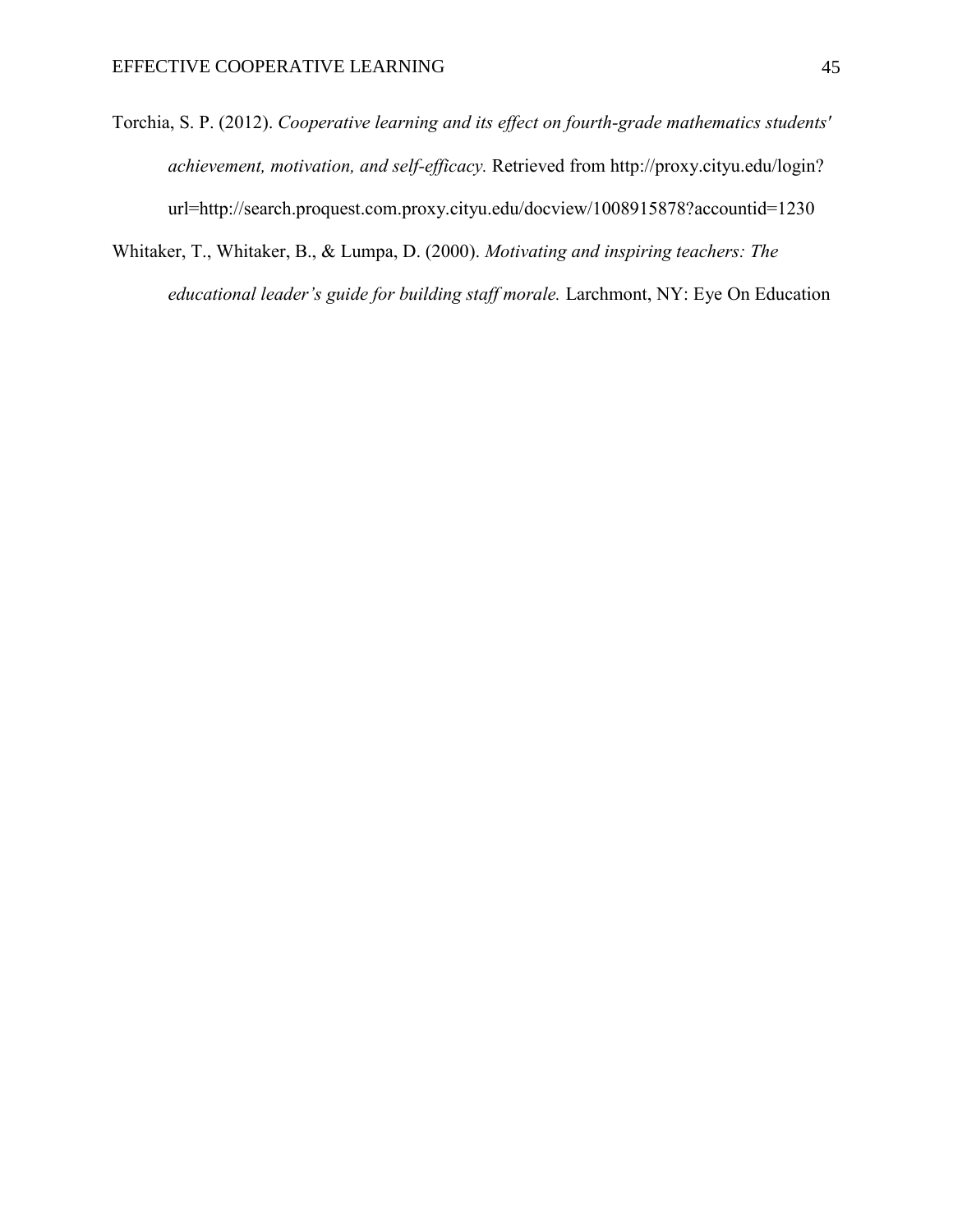Torchia, S. P. (2012). *Cooperative learning and its effect on fourth-grade mathematics students' achievement, motivation, and self-efficacy.* Retrieved from http://proxy.cityu.edu/login?url=http://search.proquest.com.proxy.cityu.edu/docview/1008915878?accountid=1230

Whitaker, T., Whitaker, B., & Lumpa, D. (2000). *Motivating and inspiring teachers: The educational leader's guide for building staff morale.* Larchmont, NY: Eye On Education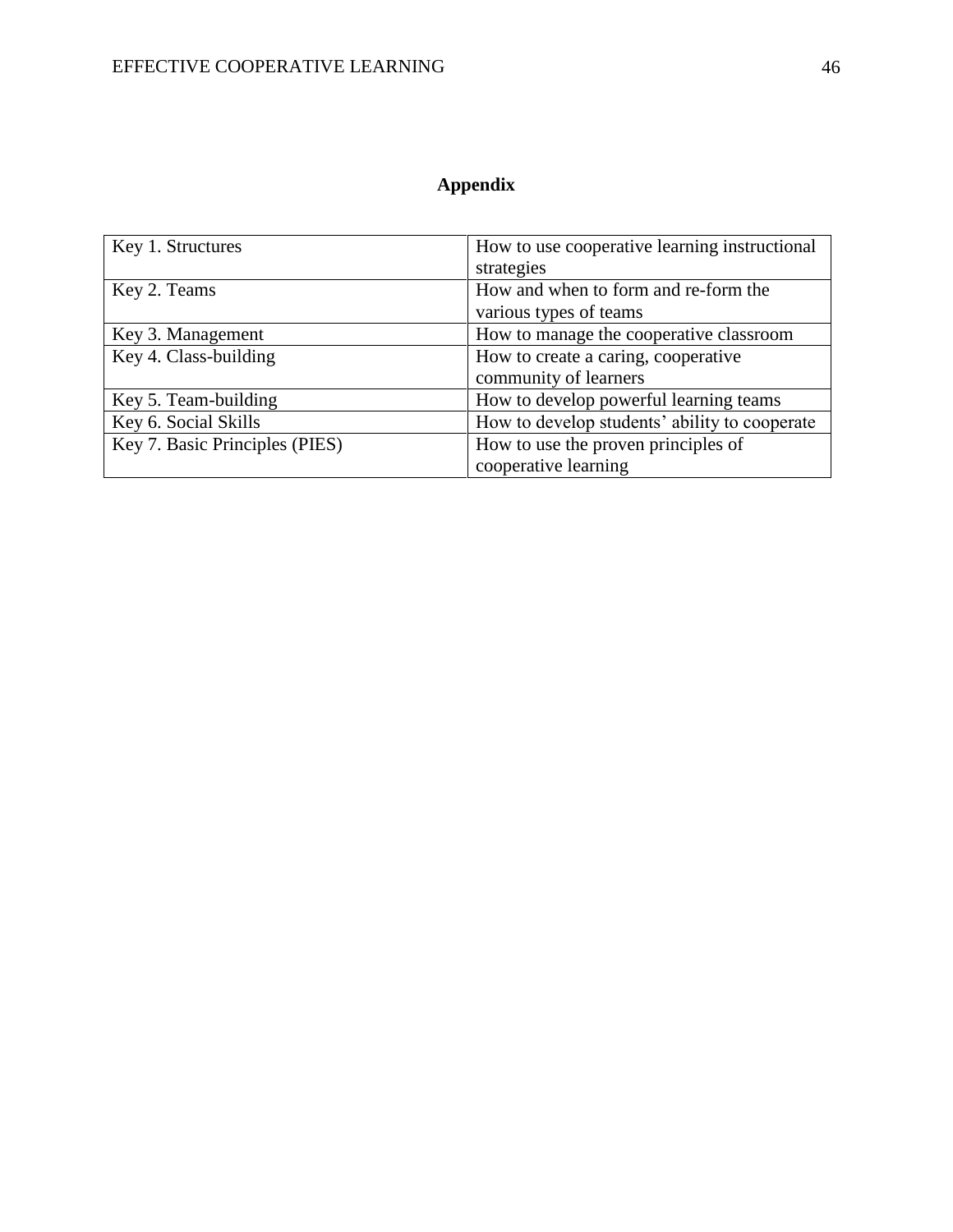# Appendix

| Key 1. Structures | How to use cooperative learning instructional strategies |
|---|---|
| Key 2. Teams | How and when to form and re-form the various types of teams |
| Key 3. Management | How to manage the cooperative classroom |
| Key 4. Class-building | How to create a caring, cooperative community of learners |
| Key 5. Team-building | How to develop powerful learning teams |
| Key 6. Social Skills | How to develop students' ability to cooperate |
| Key 7. Basic Principles (PIES) | How to use the proven principles of cooperative learning |